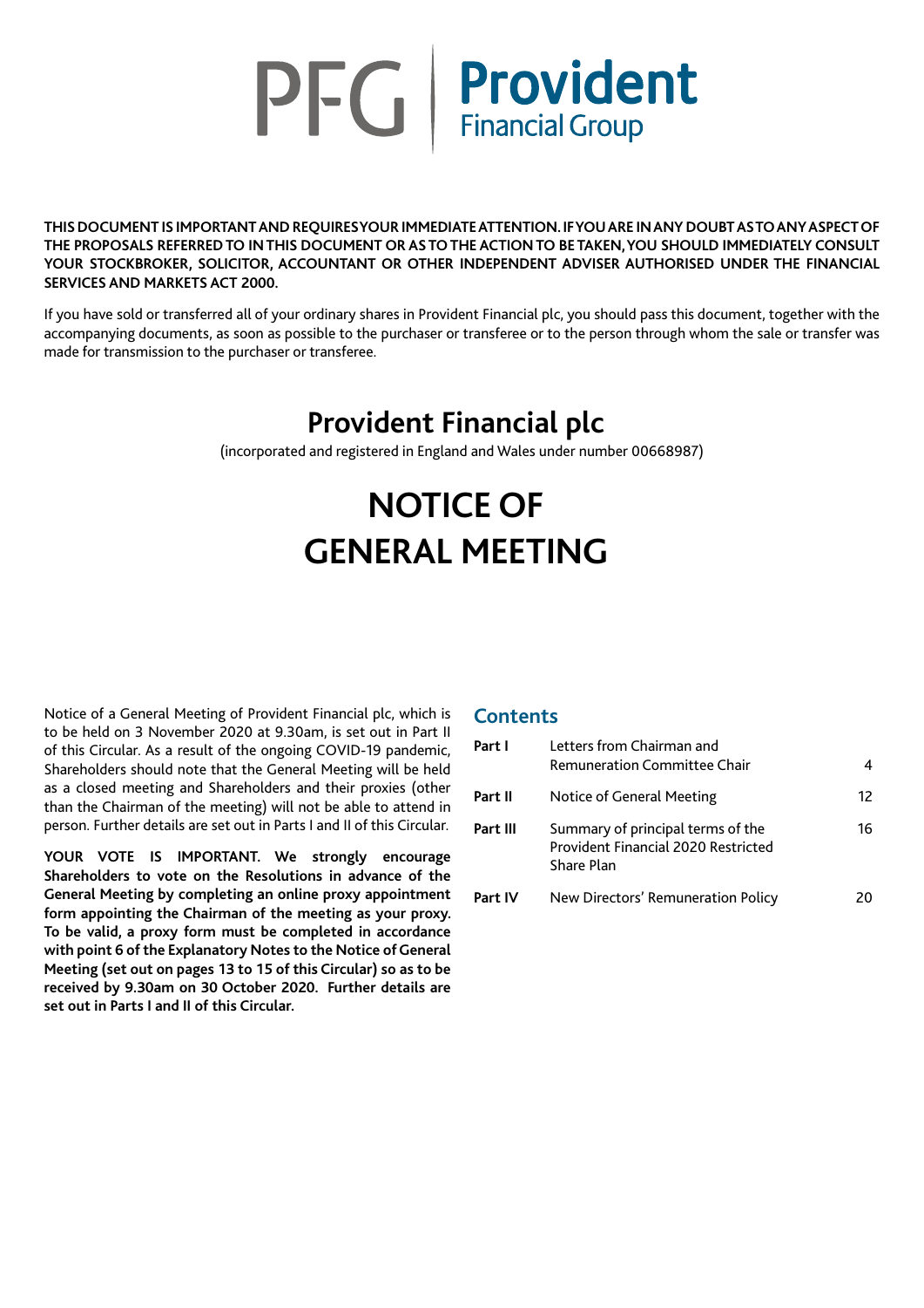PFG | Provident Financial Group

**THIS DOCUMENT IS IMPORTANT AND REQUIRES YOUR IMMEDIATE ATTENTION. IF YOU ARE IN ANY DOUBT AS TO ANY ASPECT OF THE PROPOSALS REFERRED TO IN THIS DOCUMENT OR AS TO THE ACTION TO BE TAKEN, YOU SHOULD IMMEDIATELY CONSULT YOUR STOCKBROKER, SOLICITOR, ACCOUNTANT OR OTHER INDEPENDENT ADVISER AUTHORISED UNDER THE FINANCIAL SERVICES AND MARKETS ACT 2000.**

If you have sold or transferred all of your ordinary shares in Provident Financial plc, you should pass this document, together with the accompanying documents, as soon as possible to the purchaser or transferee or to the person through whom the sale or transfer was made for transmission to the purchaser or transferee.

# Provident Financial plc

(incorporated and registered in England and Wales under number 00668987)

# NOTICE OF GENERAL MEETING

Notice of a General Meeting of Provident Financial plc, which is to be held on 3 November 2020 at 9.30am, is set out in Part II of this Circular. As a result of the ongoing COVID-19 pandemic, Shareholders should note that the General Meeting will be held as a closed meeting and Shareholders and their proxies (other than the Chairman of the meeting) will not be able to attend in person. Further details are set out in Parts I and II of this Circular.

**YOUR VOTE IS IMPORTANT. We strongly encourage Shareholders to vote on the Resolutions in advance of the General Meeting by completing an online proxy appointment form appointing the Chairman of the meeting as your proxy. To be valid, a proxy form must be completed in accordance with point 6 of the Explanatory Notes to the Notice of General Meeting (set out on pages 13 to 15 of this Circular) so as to be received by 9.30am on 30 October 2020. Further details are set out in Parts I and II of this Circular.**

## Contents

| | | |
|---|---|---|
| **Part I** | Letters from Chairman and Remuneration Committee Chair | 4 |
| **Part II** | Notice of General Meeting | 12 |
| **Part III** | Summary of principal terms of the Provident Financial 2020 Restricted Share Plan | 16 |
| **Part IV** | New Directors' Remuneration Policy | 20 |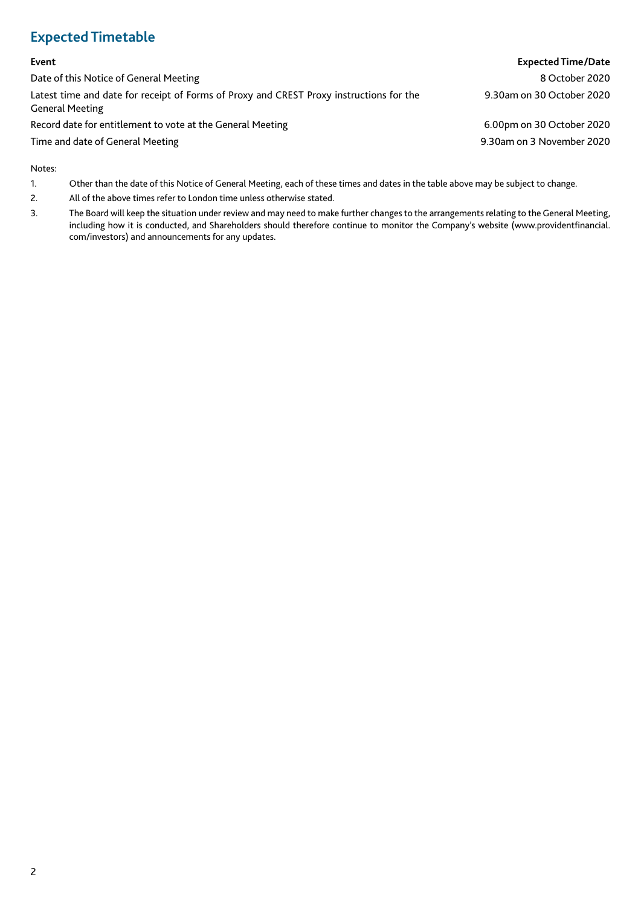## Expected Timetable

| Event | Expected Time/Date |
|---|---|
| Date of this Notice of General Meeting | 8 October 2020 |
| Latest time and date for receipt of Forms of Proxy and CREST Proxy instructions for the General Meeting | 9.30am on 30 October 2020 |
| Record date for entitlement to vote at the General Meeting | 6.00pm on 30 October 2020 |
| Time and date of General Meeting | 9.30am on 3 November 2020 |

Notes:

1. Other than the date of this Notice of General Meeting, each of these times and dates in the table above may be subject to change.
2. All of the above times refer to London time unless otherwise stated.
3. The Board will keep the situation under review and may need to make further changes to the arrangements relating to the General Meeting, including how it is conducted, and Shareholders should therefore continue to monitor the Company's website (www.providentfinancial.com/investors) and announcements for any updates.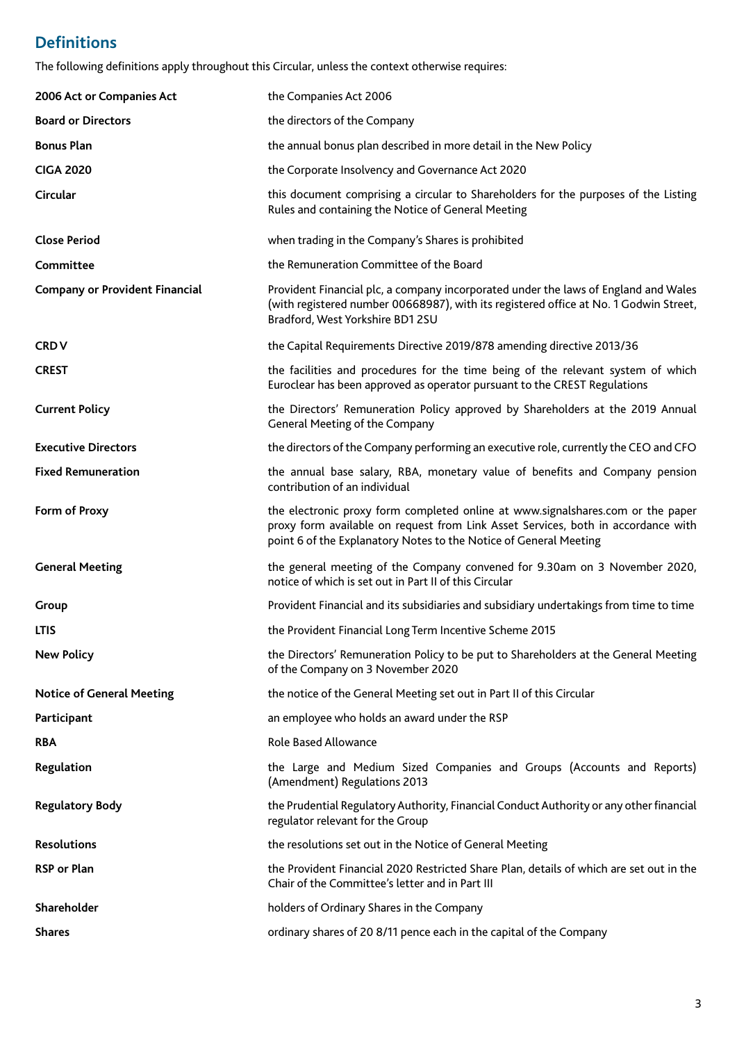## Definitions

The following definitions apply throughout this Circular, unless the context otherwise requires:

| | |
|---|---|
| **2006 Act or Companies Act** | the Companies Act 2006 |
| **Board or Directors** | the directors of the Company |
| **Bonus Plan** | the annual bonus plan described in more detail in the New Policy |
| **CIGA 2020** | the Corporate Insolvency and Governance Act 2020 |
| **Circular** | this document comprising a circular to Shareholders for the purposes of the Listing Rules and containing the Notice of General Meeting |
| **Close Period** | when trading in the Company's Shares is prohibited |
| **Committee** | the Remuneration Committee of the Board |
| **Company or Provident Financial** | Provident Financial plc, a company incorporated under the laws of England and Wales (with registered number 00668987), with its registered office at No. 1 Godwin Street, Bradford, West Yorkshire BD1 2SU |
| **CRD V** | the Capital Requirements Directive 2019/878 amending directive 2013/36 |
| **CREST** | the facilities and procedures for the time being of the relevant system of which Euroclear has been approved as operator pursuant to the CREST Regulations |
| **Current Policy** | the Directors' Remuneration Policy approved by Shareholders at the 2019 Annual General Meeting of the Company |
| **Executive Directors** | the directors of the Company performing an executive role, currently the CEO and CFO |
| **Fixed Remuneration** | the annual base salary, RBA, monetary value of benefits and Company pension contribution of an individual |
| **Form of Proxy** | the electronic proxy form completed online at www.signalshares.com or the paper proxy form available on request from Link Asset Services, both in accordance with point 6 of the Explanatory Notes to the Notice of General Meeting |
| **General Meeting** | the general meeting of the Company convened for 9.30am on 3 November 2020, notice of which is set out in Part II of this Circular |
| **Group** | Provident Financial and its subsidiaries and subsidiary undertakings from time to time |
| **LTIS** | the Provident Financial Long Term Incentive Scheme 2015 |
| **New Policy** | the Directors' Remuneration Policy to be put to Shareholders at the General Meeting of the Company on 3 November 2020 |
| **Notice of General Meeting** | the notice of the General Meeting set out in Part II of this Circular |
| **Participant** | an employee who holds an award under the RSP |
| **RBA** | Role Based Allowance |
| **Regulation** | the Large and Medium Sized Companies and Groups (Accounts and Reports) (Amendment) Regulations 2013 |
| **Regulatory Body** | the Prudential Regulatory Authority, Financial Conduct Authority or any other financial regulator relevant for the Group |
| **Resolutions** | the resolutions set out in the Notice of General Meeting |
| **RSP or Plan** | the Provident Financial 2020 Restricted Share Plan, details of which are set out in the Chair of the Committee's letter and in Part III |
| **Shareholder** | holders of Ordinary Shares in the Company |
| **Shares** | ordinary shares of 20 8/11 pence each in the capital of the Company |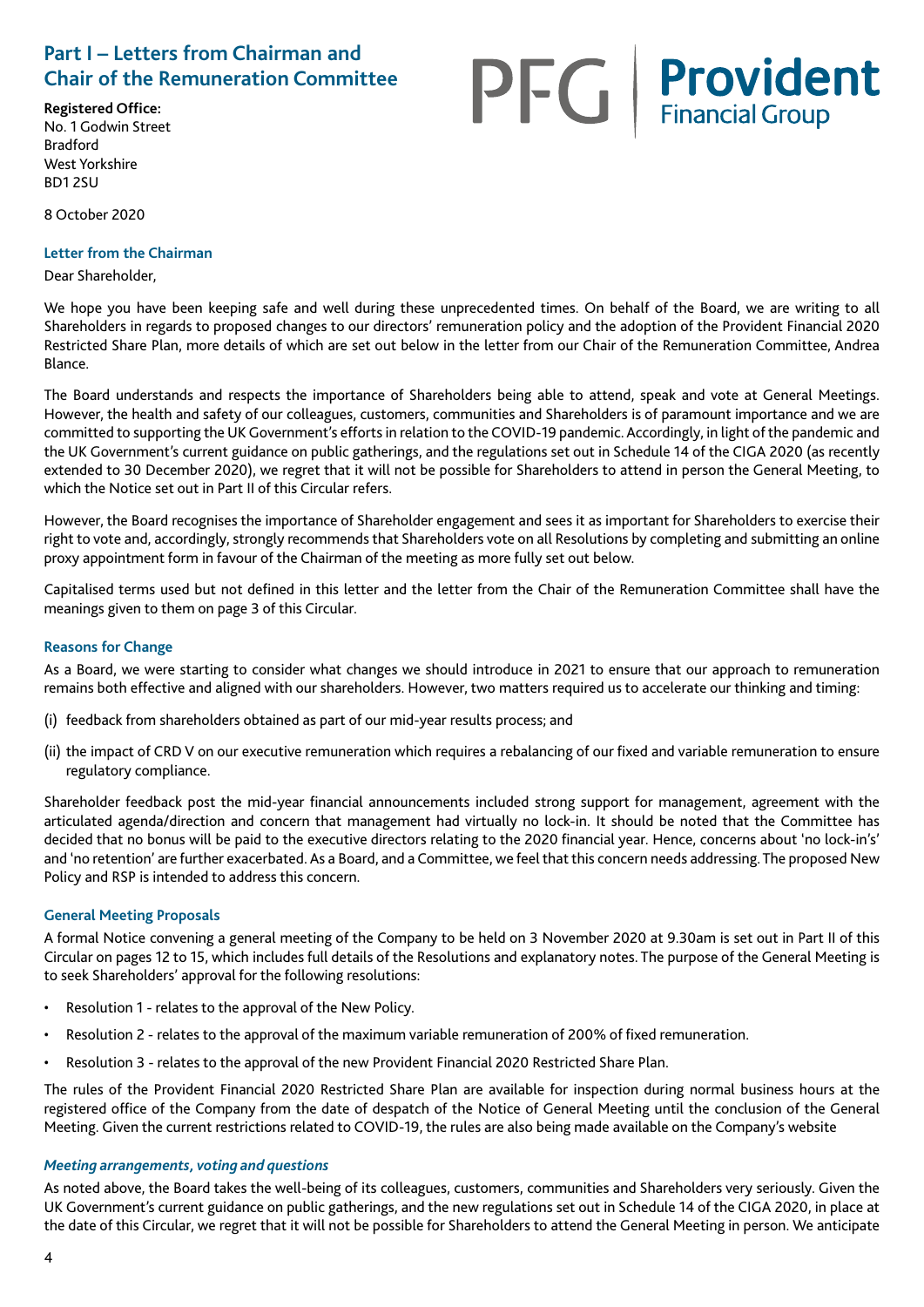# Part I – Letters from Chairman and Chair of the Remuneration Committee

PFG | Provident Financial Group

**Registered Office:**
No. 1 Godwin Street
Bradford
West Yorkshire
BD1 2SU

8 October 2020

### Letter from the Chairman

Dear Shareholder,

We hope you have been keeping safe and well during these unprecedented times. On behalf of the Board, we are writing to all Shareholders in regards to proposed changes to our directors' remuneration policy and the adoption of the Provident Financial 2020 Restricted Share Plan, more details of which are set out below in the letter from our Chair of the Remuneration Committee, Andrea Blance.

The Board understands and respects the importance of Shareholders being able to attend, speak and vote at General Meetings. However, the health and safety of our colleagues, customers, communities and Shareholders is of paramount importance and we are committed to supporting the UK Government's efforts in relation to the COVID-19 pandemic. Accordingly, in light of the pandemic and the UK Government's current guidance on public gatherings, and the regulations set out in Schedule 14 of the CIGA 2020 (as recently extended to 30 December 2020), we regret that it will not be possible for Shareholders to attend in person the General Meeting, to which the Notice set out in Part II of this Circular refers.

However, the Board recognises the importance of Shareholder engagement and sees it as important for Shareholders to exercise their right to vote and, accordingly, strongly recommends that Shareholders vote on all Resolutions by completing and submitting an online proxy appointment form in favour of the Chairman of the meeting as more fully set out below.

Capitalised terms used but not defined in this letter and the letter from the Chair of the Remuneration Committee shall have the meanings given to them on page 3 of this Circular.

### Reasons for Change

As a Board, we were starting to consider what changes we should introduce in 2021 to ensure that our approach to remuneration remains both effective and aligned with our shareholders. However, two matters required us to accelerate our thinking and timing:

(i) feedback from shareholders obtained as part of our mid-year results process; and

(ii) the impact of CRD V on our executive remuneration which requires a rebalancing of our fixed and variable remuneration to ensure regulatory compliance.

Shareholder feedback post the mid-year financial announcements included strong support for management, agreement with the articulated agenda/direction and concern that management had virtually no lock-in. It should be noted that the Committee has decided that no bonus will be paid to the executive directors relating to the 2020 financial year. Hence, concerns about 'no lock-in's' and 'no retention' are further exacerbated. As a Board, and a Committee, we feel that this concern needs addressing. The proposed New Policy and RSP is intended to address this concern.

### General Meeting Proposals

A formal Notice convening a general meeting of the Company to be held on 3 November 2020 at 9.30am is set out in Part II of this Circular on pages 12 to 15, which includes full details of the Resolutions and explanatory notes. The purpose of the General Meeting is to seek Shareholders' approval for the following resolutions:

- Resolution 1 - relates to the approval of the New Policy.
- Resolution 2 - relates to the approval of the maximum variable remuneration of 200% of fixed remuneration.
- Resolution 3 - relates to the approval of the new Provident Financial 2020 Restricted Share Plan.

The rules of the Provident Financial 2020 Restricted Share Plan are available for inspection during normal business hours at the registered office of the Company from the date of despatch of the Notice of General Meeting until the conclusion of the General Meeting. Given the current restrictions related to COVID-19, the rules are also being made available on the Company's website

#### *Meeting arrangements, voting and questions*

As noted above, the Board takes the well-being of its colleagues, customers, communities and Shareholders very seriously. Given the UK Government's current guidance on public gatherings, and the new regulations set out in Schedule 14 of the CIGA 2020, in place at the date of this Circular, we regret that it will not be possible for Shareholders to attend the General Meeting in person. We anticipate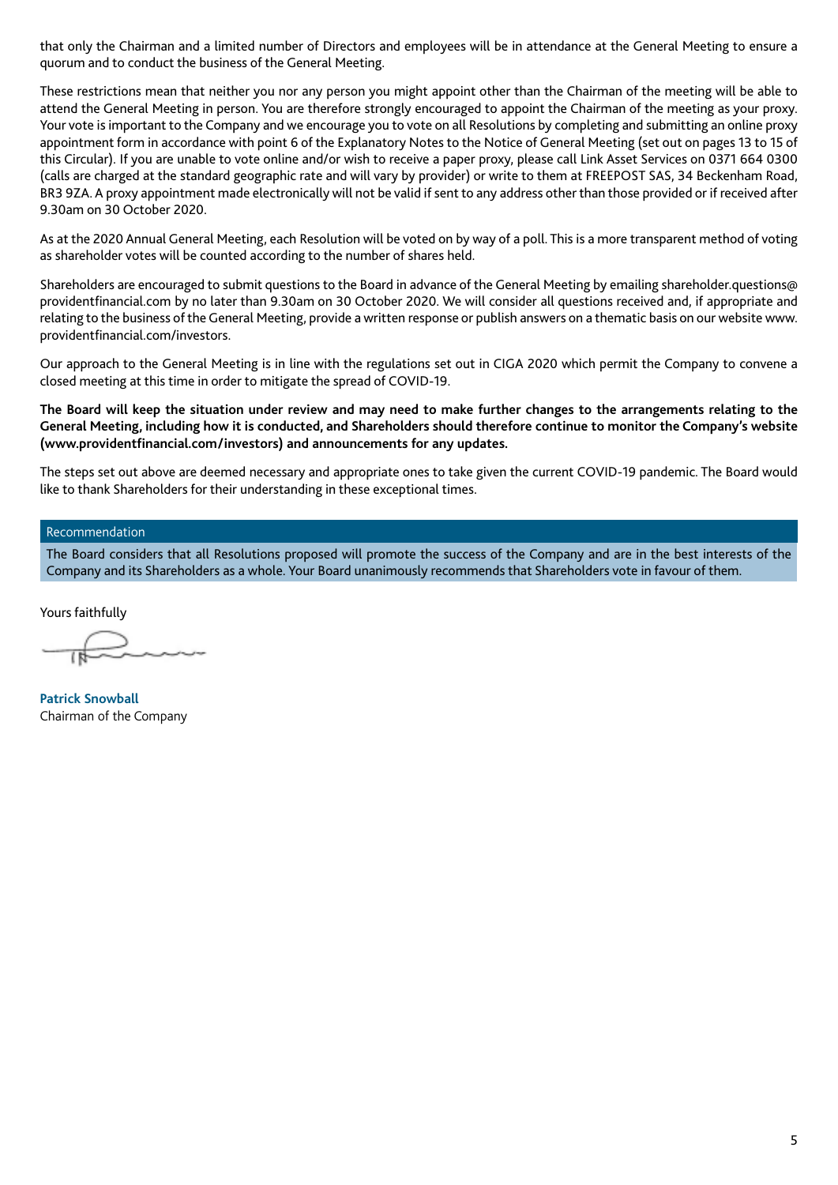that only the Chairman and a limited number of Directors and employees will be in attendance at the General Meeting to ensure a quorum and to conduct the business of the General Meeting.

These restrictions mean that neither you nor any person you might appoint other than the Chairman of the meeting will be able to attend the General Meeting in person. You are therefore strongly encouraged to appoint the Chairman of the meeting as your proxy. Your vote is important to the Company and we encourage you to vote on all Resolutions by completing and submitting an online proxy appointment form in accordance with point 6 of the Explanatory Notes to the Notice of General Meeting (set out on pages 13 to 15 of this Circular). If you are unable to vote online and/or wish to receive a paper proxy, please call Link Asset Services on 0371 664 0300 (calls are charged at the standard geographic rate and will vary by provider) or write to them at FREEPOST SAS, 34 Beckenham Road, BR3 9ZA. A proxy appointment made electronically will not be valid if sent to any address other than those provided or if received after 9.30am on 30 October 2020.

As at the 2020 Annual General Meeting, each Resolution will be voted on by way of a poll. This is a more transparent method of voting as shareholder votes will be counted according to the number of shares held.

Shareholders are encouraged to submit questions to the Board in advance of the General Meeting by emailing shareholder.questions@providentfinancial.com by no later than 9.30am on 30 October 2020. We will consider all questions received and, if appropriate and relating to the business of the General Meeting, provide a written response or publish answers on a thematic basis on our website www.providentfinancial.com/investors.

Our approach to the General Meeting is in line with the regulations set out in CIGA 2020 which permit the Company to convene a closed meeting at this time in order to mitigate the spread of COVID-19.

**The Board will keep the situation under review and may need to make further changes to the arrangements relating to the General Meeting, including how it is conducted, and Shareholders should therefore continue to monitor the Company's website (www.providentfinancial.com/investors) and announcements for any updates.**

The steps set out above are deemed necessary and appropriate ones to take given the current COVID-19 pandemic. The Board would like to thank Shareholders for their understanding in these exceptional times.

## Recommendation

The Board considers that all Resolutions proposed will promote the success of the Company and are in the best interests of the Company and its Shareholders as a whole. Your Board unanimously recommends that Shareholders vote in favour of them.

Yours faithfully

**Patrick Snowball**
Chairman of the Company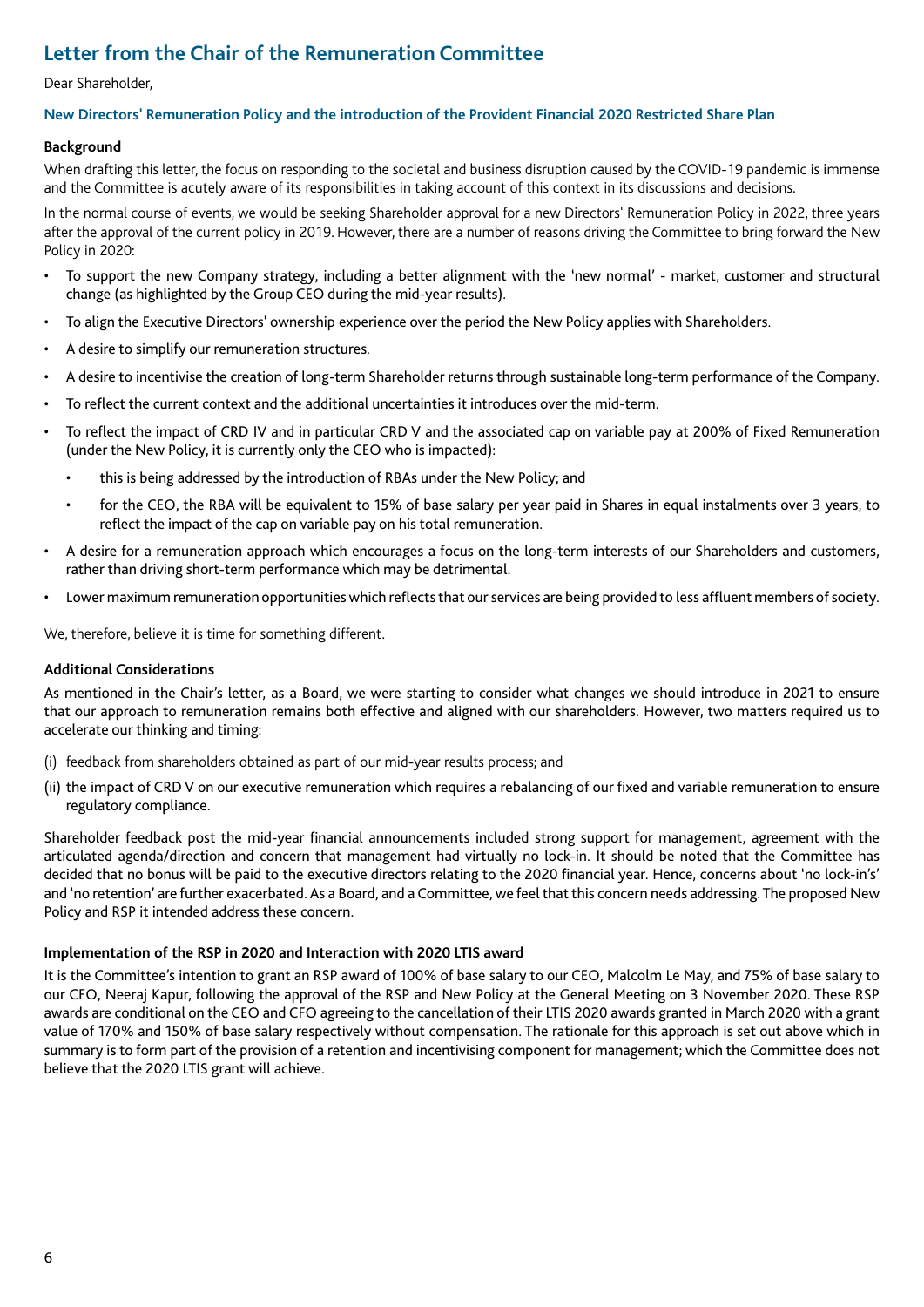## Letter from the Chair of the Remuneration Committee

Dear Shareholder,

### New Directors' Remuneration Policy and the introduction of the Provident Financial 2020 Restricted Share Plan

**Background**

When drafting this letter, the focus on responding to the societal and business disruption caused by the COVID-19 pandemic is immense and the Committee is acutely aware of its responsibilities in taking account of this context in its discussions and decisions.

In the normal course of events, we would be seeking Shareholder approval for a new Directors' Remuneration Policy in 2022, three years after the approval of the current policy in 2019. However, there are a number of reasons driving the Committee to bring forward the New Policy in 2020:

- To support the new Company strategy, including a better alignment with the 'new normal' - market, customer and structural change (as highlighted by the Group CEO during the mid-year results).
- To align the Executive Directors' ownership experience over the period the New Policy applies with Shareholders.
- A desire to simplify our remuneration structures.
- A desire to incentivise the creation of long-term Shareholder returns through sustainable long-term performance of the Company.
- To reflect the current context and the additional uncertainties it introduces over the mid-term.
- To reflect the impact of CRD IV and in particular CRD V and the associated cap on variable pay at 200% of Fixed Remuneration (under the New Policy, it is currently only the CEO who is impacted):
  - this is being addressed by the introduction of RBAs under the New Policy; and
  - for the CEO, the RBA will be equivalent to 15% of base salary per year paid in Shares in equal instalments over 3 years, to reflect the impact of the cap on variable pay on his total remuneration.
- A desire for a remuneration approach which encourages a focus on the long-term interests of our Shareholders and customers, rather than driving short-term performance which may be detrimental.
- Lower maximum remuneration opportunities which reflects that our services are being provided to less affluent members of society.

We, therefore, believe it is time for something different.

**Additional Considerations**

As mentioned in the Chair's letter, as a Board, we were starting to consider what changes we should introduce in 2021 to ensure that our approach to remuneration remains both effective and aligned with our shareholders. However, two matters required us to accelerate our thinking and timing:

(i) feedback from shareholders obtained as part of our mid-year results process; and

(ii) the impact of CRD V on our executive remuneration which requires a rebalancing of our fixed and variable remuneration to ensure regulatory compliance.

Shareholder feedback post the mid-year financial announcements included strong support for management, agreement with the articulated agenda/direction and concern that management had virtually no lock-in. It should be noted that the Committee has decided that no bonus will be paid to the executive directors relating to the 2020 financial year. Hence, concerns about 'no lock-in's' and 'no retention' are further exacerbated. As a Board, and a Committee, we feel that this concern needs addressing. The proposed New Policy and RSP it intended address these concern.

**Implementation of the RSP in 2020 and Interaction with 2020 LTIS award**

It is the Committee's intention to grant an RSP award of 100% of base salary to our CEO, Malcolm Le May, and 75% of base salary to our CFO, Neeraj Kapur, following the approval of the RSP and New Policy at the General Meeting on 3 November 2020. These RSP awards are conditional on the CEO and CFO agreeing to the cancellation of their LTIS 2020 awards granted in March 2020 with a grant value of 170% and 150% of base salary respectively without compensation. The rationale for this approach is set out above which in summary is to form part of the provision of a retention and incentivising component for management; which the Committee does not believe that the 2020 LTIS grant will achieve.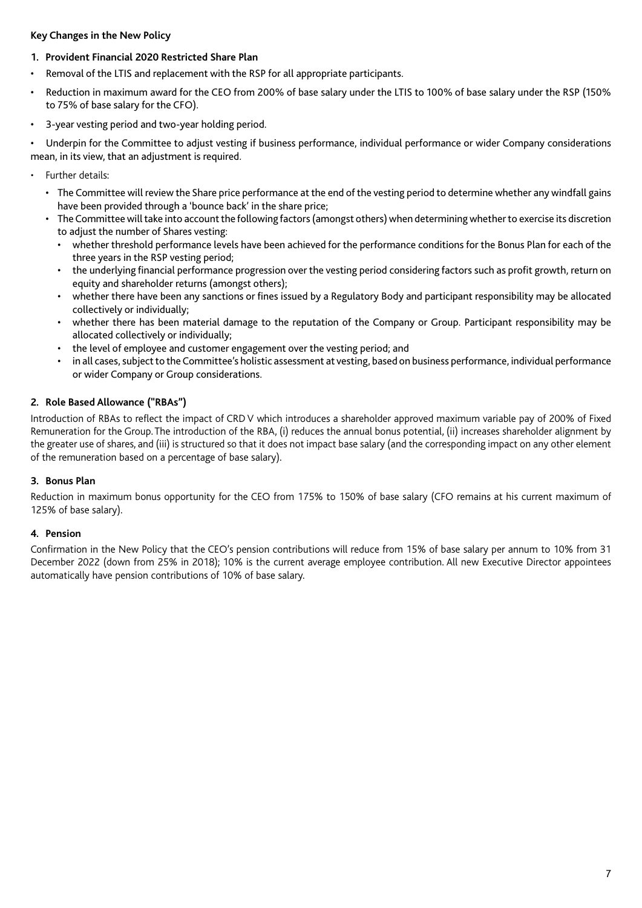**Key Changes in the New Policy**

**1. Provident Financial 2020 Restricted Share Plan**

- Removal of the LTIS and replacement with the RSP for all appropriate participants.
- Reduction in maximum award for the CEO from 200% of base salary under the LTIS to 100% of base salary under the RSP (150% to 75% of base salary for the CFO).
- 3-year vesting period and two-year holding period.
- Underpin for the Committee to adjust vesting if business performance, individual performance or wider Company considerations mean, in its view, that an adjustment is required.
- Further details:
  - The Committee will review the Share price performance at the end of the vesting period to determine whether any windfall gains have been provided through a 'bounce back' in the share price;
  - The Committee will take into account the following factors (amongst others) when determining whether to exercise its discretion to adjust the number of Shares vesting:
    - whether threshold performance levels have been achieved for the performance conditions for the Bonus Plan for each of the three years in the RSP vesting period;
    - the underlying financial performance progression over the vesting period considering factors such as profit growth, return on equity and shareholder returns (amongst others);
    - whether there have been any sanctions or fines issued by a Regulatory Body and participant responsibility may be allocated collectively or individually;
    - whether there has been material damage to the reputation of the Company or Group. Participant responsibility may be allocated collectively or individually;
    - the level of employee and customer engagement over the vesting period; and
    - in all cases, subject to the Committee's holistic assessment at vesting, based on business performance, individual performance or wider Company or Group considerations.

**2. Role Based Allowance ("RBAs")**

Introduction of RBAs to reflect the impact of CRD V which introduces a shareholder approved maximum variable pay of 200% of Fixed Remuneration for the Group. The introduction of the RBA, (i) reduces the annual bonus potential, (ii) increases shareholder alignment by the greater use of shares, and (iii) is structured so that it does not impact base salary (and the corresponding impact on any other element of the remuneration based on a percentage of base salary).

**3. Bonus Plan**

Reduction in maximum bonus opportunity for the CEO from 175% to 150% of base salary (CFO remains at his current maximum of 125% of base salary).

**4. Pension**

Confirmation in the New Policy that the CEO's pension contributions will reduce from 15% of base salary per annum to 10% from 31 December 2022 (down from 25% in 2018); 10% is the current average employee contribution. All new Executive Director appointees automatically have pension contributions of 10% of base salary.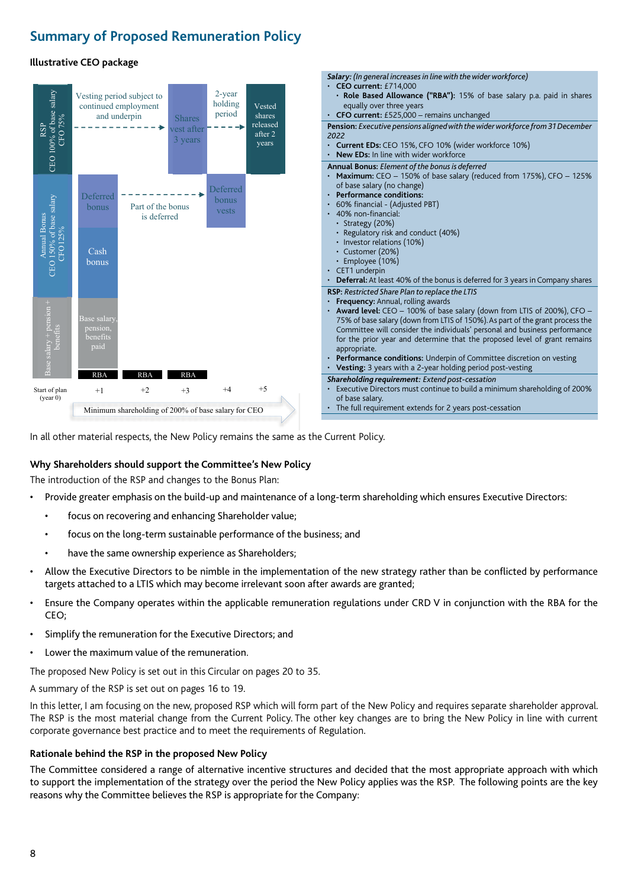## Summary of Proposed Remuneration Policy

**Illustrative CEO package**

RSP CEO 100% of base salary CFO 75%

Vesting period subject to continued employment and underpin

Shares vest after 3 years

2-year holding period

Vested shares released after 2 years

Annual Bonus CEO 150% of base salary CFO 125%

Deferred bonus

Part of the bonus is deferred

Deferred bonus vests

Cash bonus

Base salary + pension + benefits

Base salary, pension, benefits paid

RBA RBA RBA

Start of plan (year 0) +1 +2 +3 +4 +5

Minimum shareholding of 200% of base salary for CEO

***Salary:** (In general increases in line with the wider workforce)*
- **CEO current:** £714,000
  - **Role Based Allowance ("RBA"):** 15% of base salary p.a. paid in shares equally over three years
- **CFO current:** £525,000 – remains unchanged

***Pension:** Executive pensions aligned with the wider workforce from 31 December 2022*
- **Current EDs:** CEO 15%, CFO 10% (wider workforce 10%)
- **New EDs:** In line with wider workforce

**Annual Bonus:** *Element of the bonus is deferred*
- **Maximum:** CEO – 150% of base salary (reduced from 175%), CFO – 125% of base salary (no change)
- **Performance conditions:**
- 60% financial - (Adjusted PBT)
- 40% non-financial:
  - Strategy (20%)
  - Regulatory risk and conduct (40%)
  - Investor relations (10%)
  - Customer (20%)
  - Employee (10%)
- CET1 underpin
- **Deferral:** At least 40% of the bonus is deferred for 3 years in Company shares

**RSP:** *Restricted Share Plan to replace the LTIS*
- **Frequency:** Annual, rolling awards
- **Award level:** CEO – 100% of base salary (down from LTIS of 200%), CFO – 75% of base salary (down from LTIS of 150%). As part of the grant process the Committee will consider the individuals' personal and business performance for the prior year and determine that the proposed level of grant remains appropriate.
- **Performance conditions:** Underpin of Committee discretion on vesting
- **Vesting:** 3 years with a 2-year holding period post-vesting

***Shareholding requirement:** Extend post-cessation*
- Executive Directors must continue to build a minimum shareholding of 200% of base salary.
- The full requirement extends for 2 years post-cessation

In all other material respects, the New Policy remains the same as the Current Policy.

### Why Shareholders should support the Committee's New Policy

The introduction of the RSP and changes to the Bonus Plan:

- Provide greater emphasis on the build-up and maintenance of a long-term shareholding which ensures Executive Directors:
  - focus on recovering and enhancing Shareholder value;
  - focus on the long-term sustainable performance of the business; and
  - have the same ownership experience as Shareholders;
- Allow the Executive Directors to be nimble in the implementation of the new strategy rather than be conflicted by performance targets attached to a LTIS which may become irrelevant soon after awards are granted;
- Ensure the Company operates within the applicable remuneration regulations under CRD V in conjunction with the RBA for the CEO;
- Simplify the remuneration for the Executive Directors; and
- Lower the maximum value of the remuneration.

The proposed New Policy is set out in this Circular on pages 20 to 35.

A summary of the RSP is set out on pages 16 to 19.

In this letter, I am focusing on the new, proposed RSP which will form part of the New Policy and requires separate shareholder approval. The RSP is the most material change from the Current Policy. The other key changes are to bring the New Policy in line with current corporate governance best practice and to meet the requirements of Regulation.

### Rationale behind the RSP in the proposed New Policy

The Committee considered a range of alternative incentive structures and decided that the most appropriate approach with which to support the implementation of the strategy over the period the New Policy applies was the RSP. The following points are the key reasons why the Committee believes the RSP is appropriate for the Company: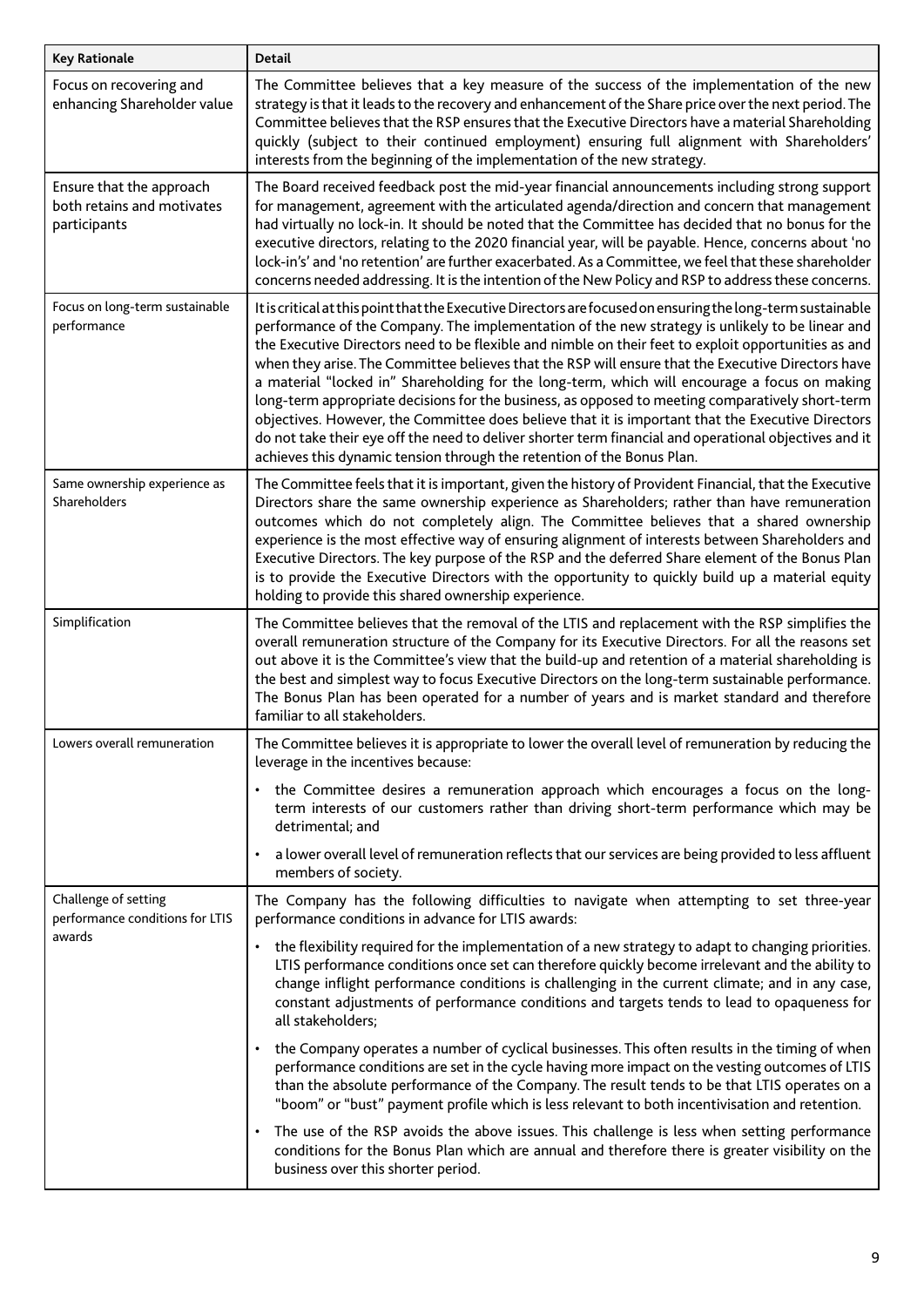| Key Rationale | Detail |
|---|---|
| Focus on recovering and enhancing Shareholder value | The Committee believes that a key measure of the success of the implementation of the new strategy is that it leads to the recovery and enhancement of the Share price over the next period. The Committee believes that the RSP ensures that the Executive Directors have a material Shareholding quickly (subject to their continued employment) ensuring full alignment with Shareholders' interests from the beginning of the implementation of the new strategy. |
| Ensure that the approach both retains and motivates participants | The Board received feedback post the mid-year financial announcements including strong support for management, agreement with the articulated agenda/direction and concern that management had virtually no lock-in. It should be noted that the Committee has decided that no bonus for the executive directors, relating to the 2020 financial year, will be payable. Hence, concerns about 'no lock-in's' and 'no retention' are further exacerbated. As a Committee, we feel that these shareholder concerns needed addressing. It is the intention of the New Policy and RSP to address these concerns. |
| Focus on long-term sustainable performance | It is critical at this point that the Executive Directors are focused on ensuring the long-term sustainable performance of the Company. The implementation of the new strategy is unlikely to be linear and the Executive Directors need to be flexible and nimble on their feet to exploit opportunities as and when they arise. The Committee believes that the RSP will ensure that the Executive Directors have a material "locked in" Shareholding for the long-term, which will encourage a focus on making long-term appropriate decisions for the business, as opposed to meeting comparatively short-term objectives. However, the Committee does believe that it is important that the Executive Directors do not take their eye off the need to deliver shorter term financial and operational objectives and it achieves this dynamic tension through the retention of the Bonus Plan. |
| Same ownership experience as Shareholders | The Committee feels that it is important, given the history of Provident Financial, that the Executive Directors share the same ownership experience as Shareholders; rather than have remuneration outcomes which do not completely align. The Committee believes that a shared ownership experience is the most effective way of ensuring alignment of interests between Shareholders and Executive Directors. The key purpose of the RSP and the deferred Share element of the Bonus Plan is to provide the Executive Directors with the opportunity to quickly build up a material equity holding to provide this shared ownership experience. |
| Simplification | The Committee believes that the removal of the LTIS and replacement with the RSP simplifies the overall remuneration structure of the Company for its Executive Directors. For all the reasons set out above it is the Committee's view that the build-up and retention of a material shareholding is the best and simplest way to focus Executive Directors on the long-term sustainable performance. The Bonus Plan has been operated for a number of years and is market standard and therefore familiar to all stakeholders. |
| Lowers overall remuneration | The Committee believes it is appropriate to lower the overall level of remuneration by reducing the leverage in the incentives because:<br>• the Committee desires a remuneration approach which encourages a focus on the long-term interests of our customers rather than driving short-term performance which may be detrimental; and<br>• a lower overall level of remuneration reflects that our services are being provided to less affluent members of society. |
| Challenge of setting performance conditions for LTIS awards | The Company has the following difficulties to navigate when attempting to set three-year performance conditions in advance for LTIS awards:<br>• the flexibility required for the implementation of a new strategy to adapt to changing priorities. LTIS performance conditions once set can therefore quickly become irrelevant and the ability to change inflight performance conditions is challenging in the current climate; and in any case, constant adjustments of performance conditions and targets tends to lead to opaqueness for all stakeholders;<br>• the Company operates a number of cyclical businesses. This often results in the timing of when performance conditions are set in the cycle having more impact on the vesting outcomes of LTIS than the absolute performance of the Company. The result tends to be that LTIS operates on a "boom" or "bust" payment profile which is less relevant to both incentivisation and retention.<br>• The use of the RSP avoids the above issues. This challenge is less when setting performance conditions for the Bonus Plan which are annual and therefore there is greater visibility on the business over this shorter period. |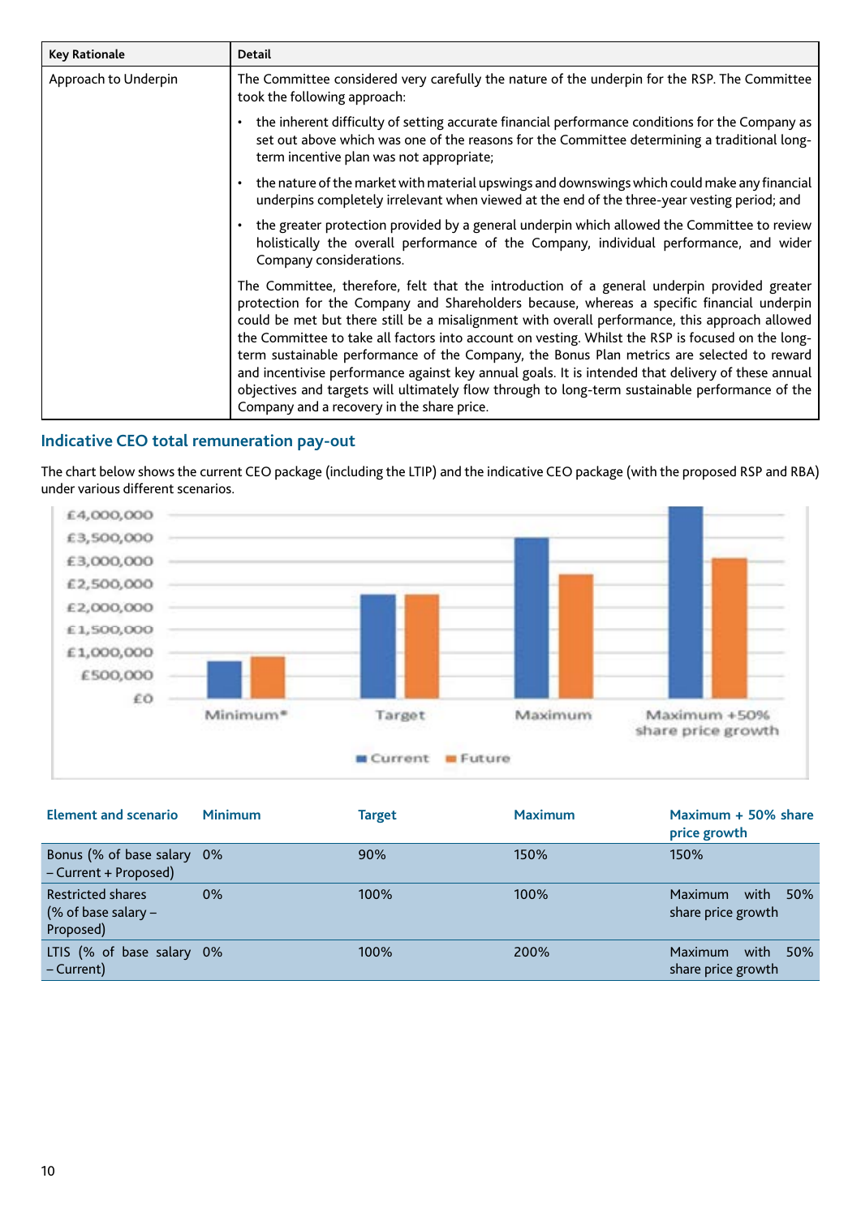| Key Rationale | Detail |
| --- | --- |
| Approach to Underpin | The Committee considered very carefully the nature of the underpin for the RSP. The Committee took the following approach:<br>• the inherent difficulty of setting accurate financial performance conditions for the Company as set out above which was one of the reasons for the Committee determining a traditional long-term incentive plan was not appropriate;<br>• the nature of the market with material upswings and downswings which could make any financial underpins completely irrelevant when viewed at the end of the three-year vesting period; and<br>• the greater protection provided by a general underpin which allowed the Committee to review holistically the overall performance of the Company, individual performance, and wider Company considerations.<br>The Committee, therefore, felt that the introduction of a general underpin provided greater protection for the Company and Shareholders because, whereas a specific financial underpin could be met but there still be a misalignment with overall performance, this approach allowed the Committee to take all factors into account on vesting. Whilst the RSP is focused on the long-term sustainable performance of the Company, the Bonus Plan metrics are selected to reward and incentivise performance against key annual goals. It is intended that delivery of these annual objectives and targets will ultimately flow through to long-term sustainable performance of the Company and a recovery in the share price. |

## Indicative CEO total remuneration pay-out

The chart below shows the current CEO package (including the LTIP) and the indicative CEO package (with the proposed RSP and RBA) under various different scenarios.

| Element and scenario | Minimum | Target | Maximum | Maximum + 50% share price growth |
| --- | --- | --- | --- | --- |
| Bonus (% of base salary – Current + Proposed) | 0% | 90% | 150% | 150% |
| Restricted shares (% of base salary – Proposed) | 0% | 100% | 100% | Maximum with 50% share price growth |
| LTIS (% of base salary – Current) | 0% | 100% | 200% | Maximum with 50% share price growth |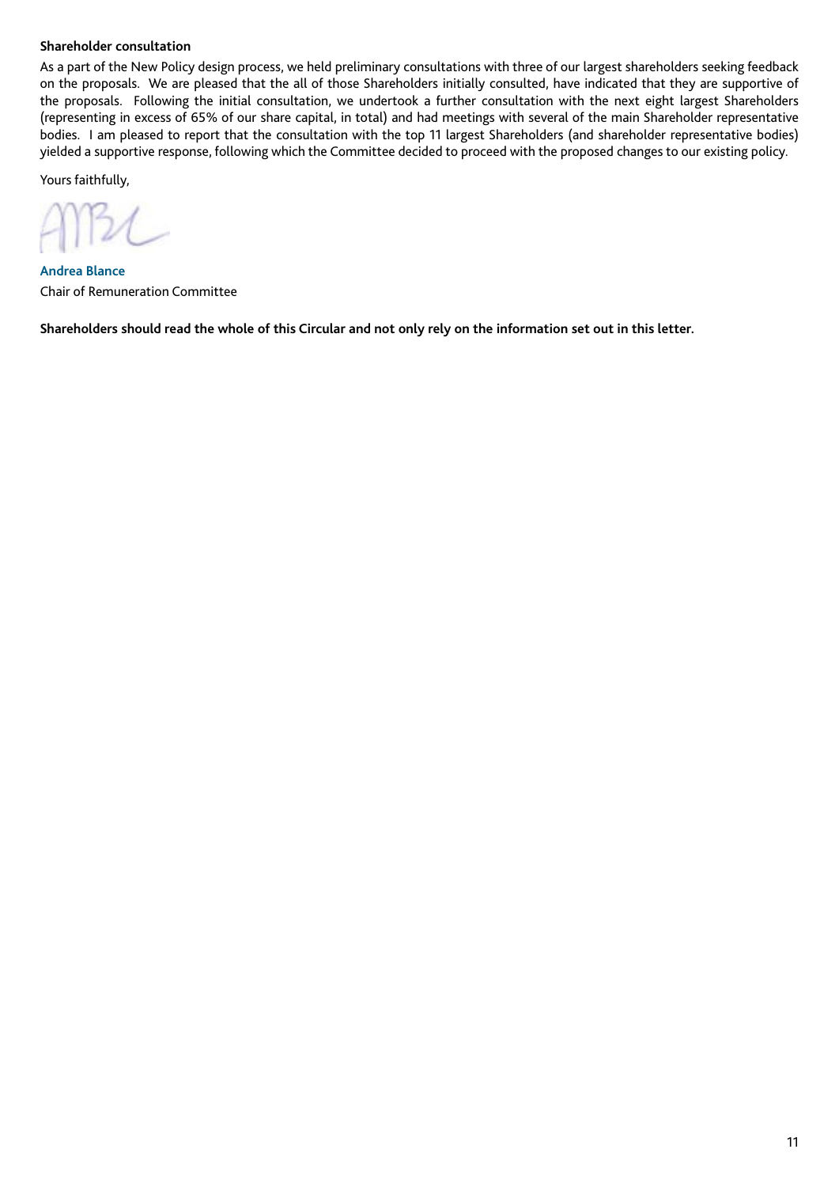**Shareholder consultation**

As a part of the New Policy design process, we held preliminary consultations with three of our largest shareholders seeking feedback on the proposals. We are pleased that the all of those Shareholders initially consulted, have indicated that they are supportive of the proposals. Following the initial consultation, we undertook a further consultation with the next eight largest Shareholders (representing in excess of 65% of our share capital, in total) and had meetings with several of the main Shareholder representative bodies. I am pleased to report that the consultation with the top 11 largest Shareholders (and shareholder representative bodies) yielded a supportive response, following which the Committee decided to proceed with the proposed changes to our existing policy.

Yours faithfully,

**Andrea Blance**
Chair of Remuneration Committee

**Shareholders should read the whole of this Circular and not only rely on the information set out in this letter.**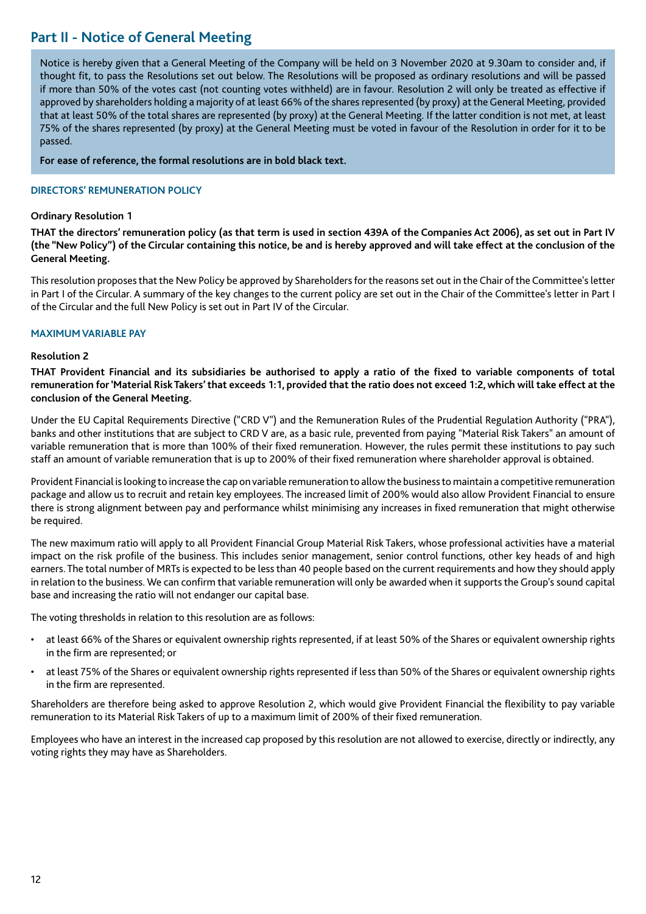## Part II - Notice of General Meeting

Notice is hereby given that a General Meeting of the Company will be held on 3 November 2020 at 9.30am to consider and, if thought fit, to pass the Resolutions set out below. The Resolutions will be proposed as ordinary resolutions and will be passed if more than 50% of the votes cast (not counting votes withheld) are in favour. Resolution 2 will only be treated as effective if approved by shareholders holding a majority of at least 66% of the shares represented (by proxy) at the General Meeting, provided that at least 50% of the total shares are represented (by proxy) at the General Meeting. If the latter condition is not met, at least 75% of the shares represented (by proxy) at the General Meeting must be voted in favour of the Resolution in order for it to be passed.

**For ease of reference, the formal resolutions are in bold black text.**

### DIRECTORS' REMUNERATION POLICY

**Ordinary Resolution 1**

**THAT the directors' remuneration policy (as that term is used in section 439A of the Companies Act 2006), as set out in Part IV (the "New Policy") of the Circular containing this notice, be and is hereby approved and will take effect at the conclusion of the General Meeting.**

This resolution proposes that the New Policy be approved by Shareholders for the reasons set out in the Chair of the Committee's letter in Part I of the Circular. A summary of the key changes to the current policy are set out in the Chair of the Committee's letter in Part I of the Circular and the full New Policy is set out in Part IV of the Circular.

### MAXIMUM VARIABLE PAY

**Resolution 2**

**THAT Provident Financial and its subsidiaries be authorised to apply a ratio of the fixed to variable components of total remuneration for 'Material Risk Takers' that exceeds 1:1, provided that the ratio does not exceed 1:2, which will take effect at the conclusion of the General Meeting.**

Under the EU Capital Requirements Directive ("CRD V") and the Remuneration Rules of the Prudential Regulation Authority ("PRA"), banks and other institutions that are subject to CRD V are, as a basic rule, prevented from paying "Material Risk Takers" an amount of variable remuneration that is more than 100% of their fixed remuneration. However, the rules permit these institutions to pay such staff an amount of variable remuneration that is up to 200% of their fixed remuneration where shareholder approval is obtained.

Provident Financial is looking to increase the cap on variable remuneration to allow the business to maintain a competitive remuneration package and allow us to recruit and retain key employees. The increased limit of 200% would also allow Provident Financial to ensure there is strong alignment between pay and performance whilst minimising any increases in fixed remuneration that might otherwise be required.

The new maximum ratio will apply to all Provident Financial Group Material Risk Takers, whose professional activities have a material impact on the risk profile of the business. This includes senior management, senior control functions, other key heads of and high earners. The total number of MRTs is expected to be less than 40 people based on the current requirements and how they should apply in relation to the business. We can confirm that variable remuneration will only be awarded when it supports the Group's sound capital base and increasing the ratio will not endanger our capital base.

The voting thresholds in relation to this resolution are as follows:

- at least 66% of the Shares or equivalent ownership rights represented, if at least 50% of the Shares or equivalent ownership rights in the firm are represented; or
- at least 75% of the Shares or equivalent ownership rights represented if less than 50% of the Shares or equivalent ownership rights in the firm are represented.

Shareholders are therefore being asked to approve Resolution 2, which would give Provident Financial the flexibility to pay variable remuneration to its Material Risk Takers of up to a maximum limit of 200% of their fixed remuneration.

Employees who have an interest in the increased cap proposed by this resolution are not allowed to exercise, directly or indirectly, any voting rights they may have as Shareholders.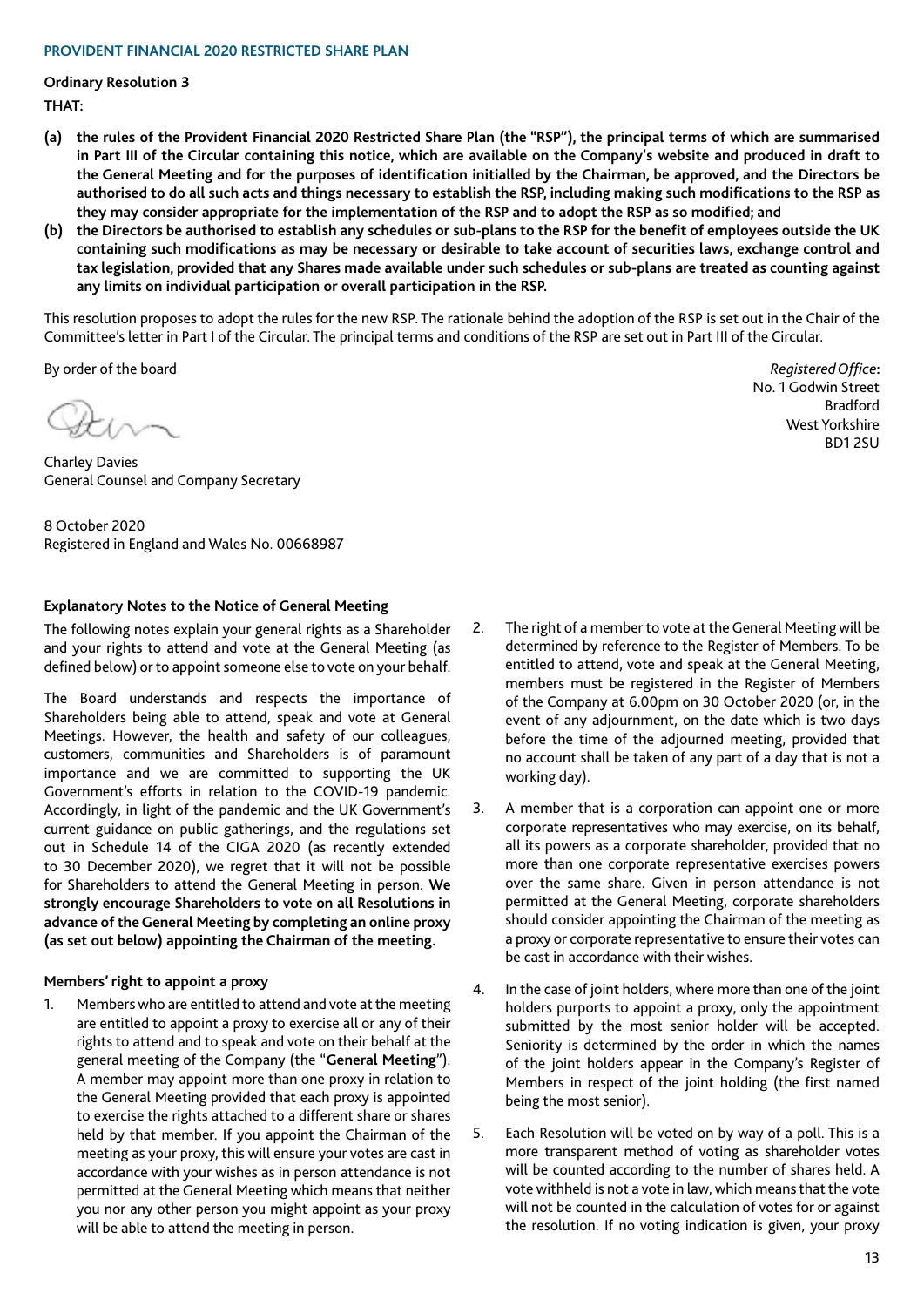## PROVIDENT FINANCIAL 2020 RESTRICTED SHARE PLAN

**Ordinary Resolution 3**

**THAT:**

**(a) the rules of the Provident Financial 2020 Restricted Share Plan (the "RSP"), the principal terms of which are summarised in Part III of the Circular containing this notice, which are available on the Company's website and produced in draft to the General Meeting and for the purposes of identification initialled by the Chairman, be approved, and the Directors be authorised to do all such acts and things necessary to establish the RSP, including making such modifications to the RSP as they may consider appropriate for the implementation of the RSP and to adopt the RSP as so modified; and**

**(b) the Directors be authorised to establish any schedules or sub-plans to the RSP for the benefit of employees outside the UK containing such modifications as may be necessary or desirable to take account of securities laws, exchange control and tax legislation, provided that any Shares made available under such schedules or sub-plans are treated as counting against any limits on individual participation or overall participation in the RSP.**

This resolution proposes to adopt the rules for the new RSP. The rationale behind the adoption of the RSP is set out in the Chair of the Committee's letter in Part I of the Circular. The principal terms and conditions of the RSP are set out in Part III of the Circular.

By order of the board

Charley Davies
General Counsel and Company Secretary

8 October 2020
Registered in England and Wales No. 00668987

*Registered Office*:
No. 1 Godwin Street
Bradford
West Yorkshire
BD1 2SU

### Explanatory Notes to the Notice of General Meeting

The following notes explain your general rights as a Shareholder and your rights to attend and vote at the General Meeting (as defined below) or to appoint someone else to vote on your behalf.

The Board understands and respects the importance of Shareholders being able to attend, speak and vote at General Meetings. However, the health and safety of our colleagues, customers, communities and Shareholders is of paramount importance and we are committed to supporting the UK Government's efforts in relation to the COVID-19 pandemic. Accordingly, in light of the pandemic and the UK Government's current guidance on public gatherings, and the regulations set out in Schedule 14 of the CIGA 2020 (as recently extended to 30 December 2020), we regret that it will not be possible for Shareholders to attend the General Meeting in person. **We strongly encourage Shareholders to vote on all Resolutions in advance of the General Meeting by completing an online proxy (as set out below) appointing the Chairman of the meeting.**

#### Members' right to appoint a proxy

1. Members who are entitled to attend and vote at the meeting are entitled to appoint a proxy to exercise all or any of their rights to attend and to speak and vote on their behalf at the general meeting of the Company (the "**General Meeting**"). A member may appoint more than one proxy in relation to the General Meeting provided that each proxy is appointed to exercise the rights attached to a different share or shares held by that member. If you appoint the Chairman of the meeting as your proxy, this will ensure your votes are cast in accordance with your wishes as in person attendance is not permitted at the General Meeting which means that neither you nor any other person you might appoint as your proxy will be able to attend the meeting in person.

2. The right of a member to vote at the General Meeting will be determined by reference to the Register of Members. To be entitled to attend, vote and speak at the General Meeting, members must be registered in the Register of Members of the Company at 6.00pm on 30 October 2020 (or, in the event of any adjournment, on the date which is two days before the time of the adjourned meeting, provided that no account shall be taken of any part of a day that is not a working day).

3. A member that is a corporation can appoint one or more corporate representatives who may exercise, on its behalf, all its powers as a corporate shareholder, provided that no more than one corporate representative exercises powers over the same share. Given in person attendance is not permitted at the General Meeting, corporate shareholders should consider appointing the Chairman of the meeting as a proxy or corporate representative to ensure their votes can be cast in accordance with their wishes.

4. In the case of joint holders, where more than one of the joint holders purports to appoint a proxy, only the appointment submitted by the most senior holder will be accepted. Seniority is determined by the order in which the names of the joint holders appear in the Company's Register of Members in respect of the joint holding (the first named being the most senior).

5. Each Resolution will be voted on by way of a poll. This is a more transparent method of voting as shareholder votes will be counted according to the number of shares held. A vote withheld is not a vote in law, which means that the vote will not be counted in the calculation of votes for or against the resolution. If no voting indication is given, your proxy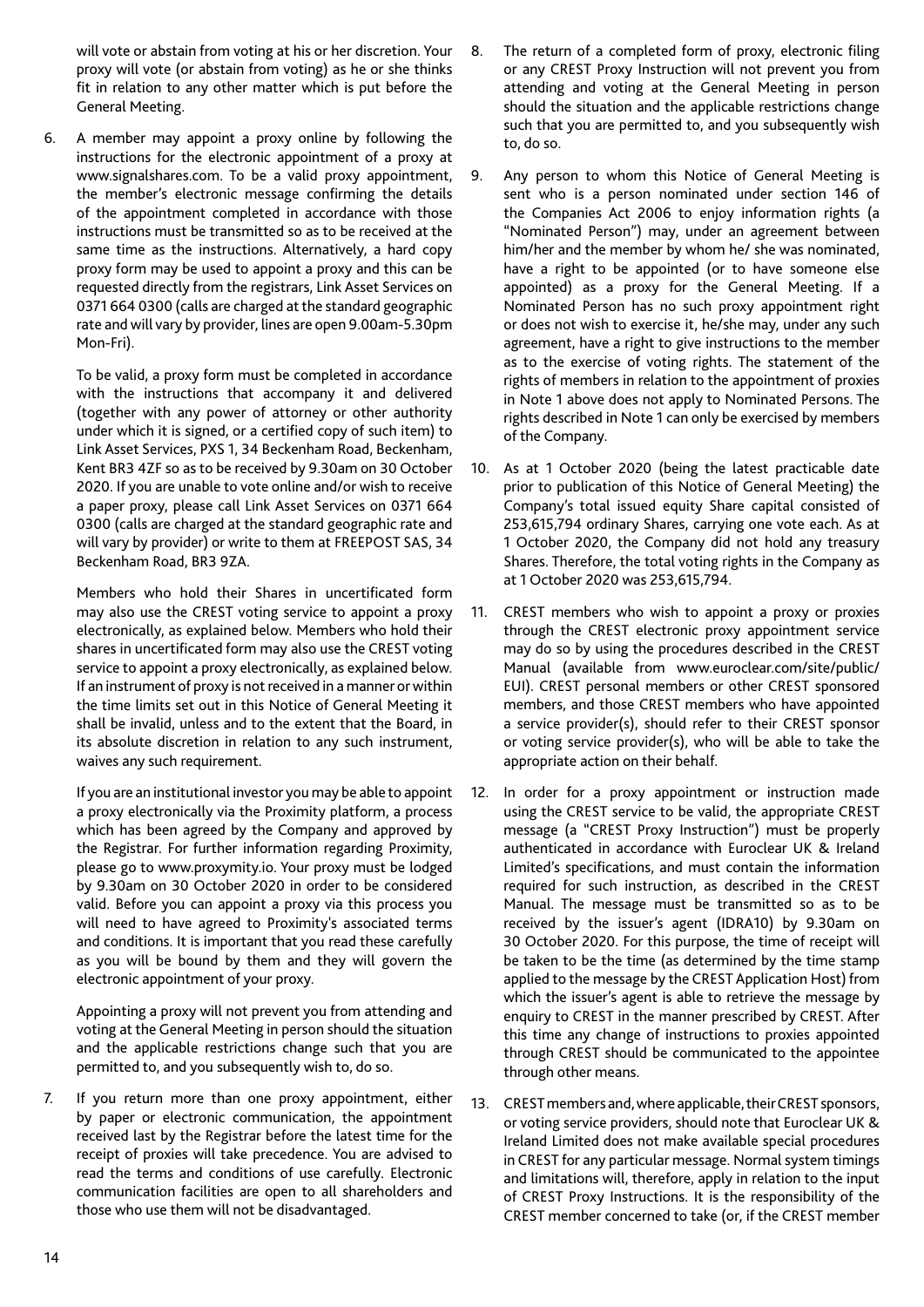will vote or abstain from voting at his or her discretion. Your proxy will vote (or abstain from voting) as he or she thinks fit in relation to any other matter which is put before the General Meeting.

6. A member may appoint a proxy online by following the instructions for the electronic appointment of a proxy at www.signalshares.com. To be a valid proxy appointment, the member's electronic message confirming the details of the appointment completed in accordance with those instructions must be transmitted so as to be received at the same time as the instructions. Alternatively, a hard copy proxy form may be used to appoint a proxy and this can be requested directly from the registrars, Link Asset Services on 0371 664 0300 (calls are charged at the standard geographic rate and will vary by provider, lines are open 9.00am-5.30pm Mon-Fri).

   To be valid, a proxy form must be completed in accordance with the instructions that accompany it and delivered (together with any power of attorney or other authority under which it is signed, or a certified copy of such item) to Link Asset Services, PXS 1, 34 Beckenham Road, Beckenham, Kent BR3 4ZF so as to be received by 9.30am on 30 October 2020. If you are unable to vote online and/or wish to receive a paper proxy, please call Link Asset Services on 0371 664 0300 (calls are charged at the standard geographic rate and will vary by provider) or write to them at FREEPOST SAS, 34 Beckenham Road, BR3 9ZA.

   Members who hold their Shares in uncertificated form may also use the CREST voting service to appoint a proxy electronically, as explained below. Members who hold their shares in uncertificated form may also use the CREST voting service to appoint a proxy electronically, as explained below. If an instrument of proxy is not received in a manner or within the time limits set out in this Notice of General Meeting it shall be invalid, unless and to the extent that the Board, in its absolute discretion in relation to any such instrument, waives any such requirement.

   If you are an institutional investor you may be able to appoint a proxy electronically via the Proximity platform, a process which has been agreed by the Company and approved by the Registrar. For further information regarding Proximity, please go to www.proxymity.io. Your proxy must be lodged by 9.30am on 30 October 2020 in order to be considered valid. Before you can appoint a proxy via this process you will need to have agreed to Proximity's associated terms and conditions. It is important that you read these carefully as you will be bound by them and they will govern the electronic appointment of your proxy.

   Appointing a proxy will not prevent you from attending and voting at the General Meeting in person should the situation and the applicable restrictions change such that you are permitted to, and you subsequently wish to, do so.

7. If you return more than one proxy appointment, either by paper or electronic communication, the appointment received last by the Registrar before the latest time for the receipt of proxies will take precedence. You are advised to read the terms and conditions of use carefully. Electronic communication facilities are open to all shareholders and those who use them will not be disadvantaged.

8. The return of a completed form of proxy, electronic filing or any CREST Proxy Instruction will not prevent you from attending and voting at the General Meeting in person should the situation and the applicable restrictions change such that you are permitted to, and you subsequently wish to, do so.

9. Any person to whom this Notice of General Meeting is sent who is a person nominated under section 146 of the Companies Act 2006 to enjoy information rights (a "Nominated Person") may, under an agreement between him/her and the member by whom he/ she was nominated, have a right to be appointed (or to have someone else appointed) as a proxy for the General Meeting. If a Nominated Person has no such proxy appointment right or does not wish to exercise it, he/she may, under any such agreement, have a right to give instructions to the member as to the exercise of voting rights. The statement of the rights of members in relation to the appointment of proxies in Note 1 above does not apply to Nominated Persons. The rights described in Note 1 can only be exercised by members of the Company.

10. As at 1 October 2020 (being the latest practicable date prior to publication of this Notice of General Meeting) the Company's total issued equity Share capital consisted of 253,615,794 ordinary Shares, carrying one vote each. As at 1 October 2020, the Company did not hold any treasury Shares. Therefore, the total voting rights in the Company as at 1 October 2020 was 253,615,794.

11. CREST members who wish to appoint a proxy or proxies through the CREST electronic proxy appointment service may do so by using the procedures described in the CREST Manual (available from www.euroclear.com/site/public/EUI). CREST personal members or other CREST sponsored members, and those CREST members who have appointed a service provider(s), should refer to their CREST sponsor or voting service provider(s), who will be able to take the appropriate action on their behalf.

12. In order for a proxy appointment or instruction made using the CREST service to be valid, the appropriate CREST message (a "CREST Proxy Instruction") must be properly authenticated in accordance with Euroclear UK & Ireland Limited's specifications, and must contain the information required for such instruction, as described in the CREST Manual. The message must be transmitted so as to be received by the issuer's agent (IDRA10) by 9.30am on 30 October 2020. For this purpose, the time of receipt will be taken to be the time (as determined by the time stamp applied to the message by the CREST Application Host) from which the issuer's agent is able to retrieve the message by enquiry to CREST in the manner prescribed by CREST. After this time any change of instructions to proxies appointed through CREST should be communicated to the appointee through other means.

13. CREST members and, where applicable, their CREST sponsors, or voting service providers, should note that Euroclear UK & Ireland Limited does not make available special procedures in CREST for any particular message. Normal system timings and limitations will, therefore, apply in relation to the input of CREST Proxy Instructions. It is the responsibility of the CREST member concerned to take (or, if the CREST member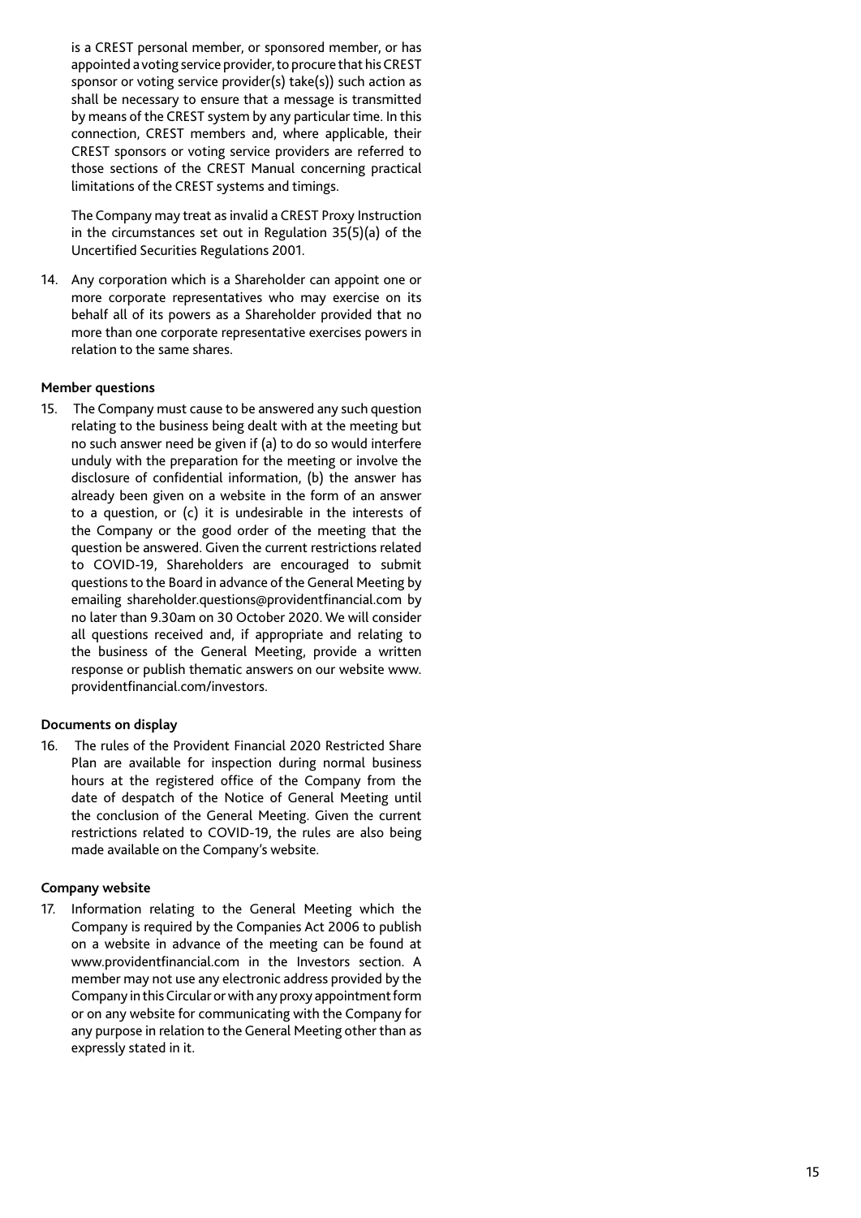is a CREST personal member, or sponsored member, or has appointed a voting service provider, to procure that his CREST sponsor or voting service provider(s) take(s)) such action as shall be necessary to ensure that a message is transmitted by means of the CREST system by any particular time. In this connection, CREST members and, where applicable, their CREST sponsors or voting service providers are referred to those sections of the CREST Manual concerning practical limitations of the CREST systems and timings.

The Company may treat as invalid a CREST Proxy Instruction in the circumstances set out in Regulation 35(5)(a) of the Uncertified Securities Regulations 2001.

14. Any corporation which is a Shareholder can appoint one or more corporate representatives who may exercise on its behalf all of its powers as a Shareholder provided that no more than one corporate representative exercises powers in relation to the same shares.

**Member questions**

15. The Company must cause to be answered any such question relating to the business being dealt with at the meeting but no such answer need be given if (a) to do so would interfere unduly with the preparation for the meeting or involve the disclosure of confidential information, (b) the answer has already been given on a website in the form of an answer to a question, or (c) it is undesirable in the interests of the Company or the good order of the meeting that the question be answered. Given the current restrictions related to COVID-19, Shareholders are encouraged to submit questions to the Board in advance of the General Meeting by emailing shareholder.questions@providentfinancial.com by no later than 9.30am on 30 October 2020. We will consider all questions received and, if appropriate and relating to the business of the General Meeting, provide a written response or publish thematic answers on our website www.providentfinancial.com/investors.

**Documents on display**

16. The rules of the Provident Financial 2020 Restricted Share Plan are available for inspection during normal business hours at the registered office of the Company from the date of despatch of the Notice of General Meeting until the conclusion of the General Meeting. Given the current restrictions related to COVID-19, the rules are also being made available on the Company's website.

**Company website**

17. Information relating to the General Meeting which the Company is required by the Companies Act 2006 to publish on a website in advance of the meeting can be found at www.providentfinancial.com in the Investors section. A member may not use any electronic address provided by the Company in this Circular or with any proxy appointment form or on any website for communicating with the Company for any purpose in relation to the General Meeting other than as expressly stated in it.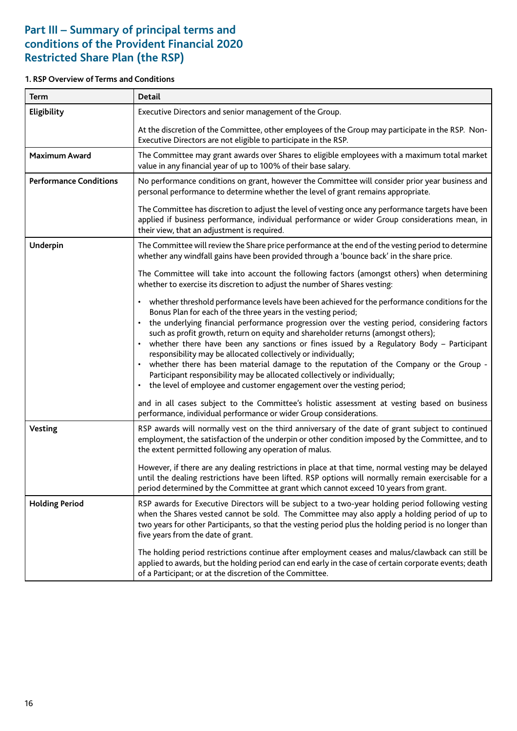# Part III – Summary of principal terms and conditions of the Provident Financial 2020 Restricted Share Plan (the RSP)

**1. RSP Overview of Terms and Conditions**

| Term | Detail |
|---|---|
| **Eligibility** | Executive Directors and senior management of the Group.<br><br>At the discretion of the Committee, other employees of the Group may participate in the RSP. Non-Executive Directors are not eligible to participate in the RSP. |
| **Maximum Award** | The Committee may grant awards over Shares to eligible employees with a maximum total market value in any financial year of up to 100% of their base salary. |
| **Performance Conditions** | No performance conditions on grant, however the Committee will consider prior year business and personal performance to determine whether the level of grant remains appropriate.<br><br>The Committee has discretion to adjust the level of vesting once any performance targets have been applied if business performance, individual performance or wider Group considerations mean, in their view, that an adjustment is required. |
| **Underpin** | The Committee will review the Share price performance at the end of the vesting period to determine whether any windfall gains have been provided through a 'bounce back' in the share price.<br><br>The Committee will take into account the following factors (amongst others) when determining whether to exercise its discretion to adjust the number of Shares vesting:<br><br>• whether threshold performance levels have been achieved for the performance conditions for the Bonus Plan for each of the three years in the vesting period;<br>• the underlying financial performance progression over the vesting period, considering factors such as profit growth, return on equity and shareholder returns (amongst others);<br>• whether there have been any sanctions or fines issued by a Regulatory Body – Participant responsibility may be allocated collectively or individually;<br>• whether there has been material damage to the reputation of the Company or the Group - Participant responsibility may be allocated collectively or individually;<br>• the level of employee and customer engagement over the vesting period;<br><br>and in all cases subject to the Committee's holistic assessment at vesting based on business performance, individual performance or wider Group considerations. |
| **Vesting** | RSP awards will normally vest on the third anniversary of the date of grant subject to continued employment, the satisfaction of the underpin or other condition imposed by the Committee, and to the extent permitted following any operation of malus.<br><br>However, if there are any dealing restrictions in place at that time, normal vesting may be delayed until the dealing restrictions have been lifted. RSP options will normally remain exercisable for a period determined by the Committee at grant which cannot exceed 10 years from grant. |
| **Holding Period** | RSP awards for Executive Directors will be subject to a two-year holding period following vesting when the Shares vested cannot be sold. The Committee may also apply a holding period of up to two years for other Participants, so that the vesting period plus the holding period is no longer than five years from the date of grant.<br><br>The holding period restrictions continue after employment ceases and malus/clawback can still be applied to awards, but the holding period can end early in the case of certain corporate events; death of a Participant; or at the discretion of the Committee. |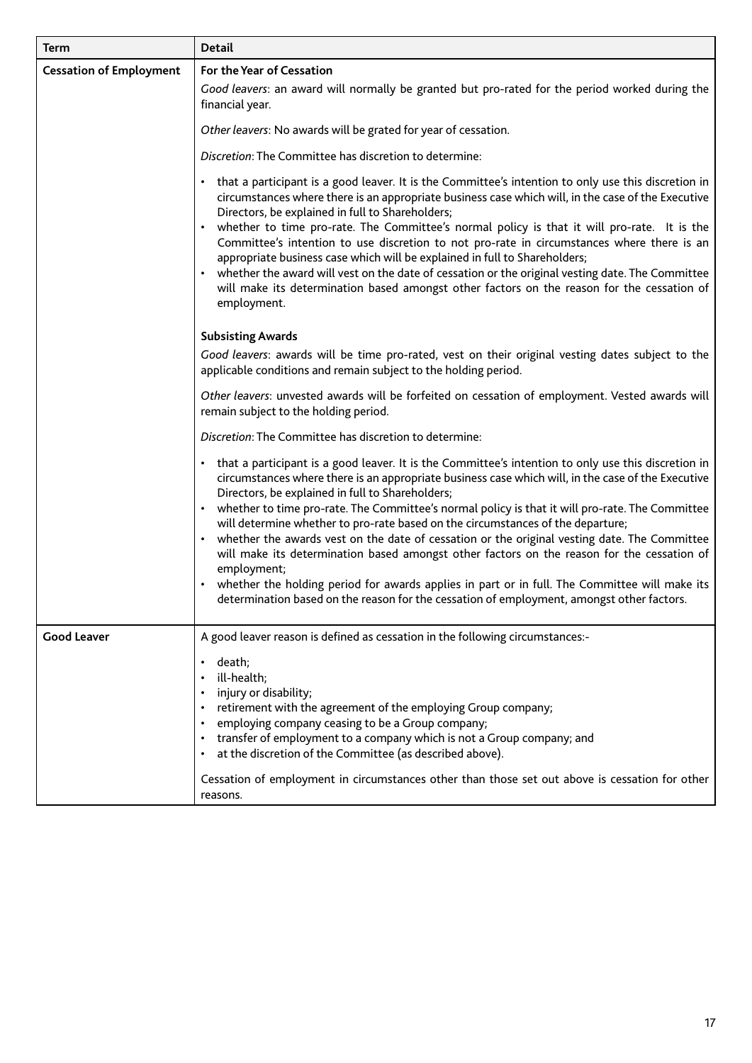| Term | Detail |
|---|---|
| **Cessation of Employment** | **For the Year of Cessation**<br><br>*Good leavers*: an award will normally be granted but pro-rated for the period worked during the financial year.<br><br>*Other leavers*: No awards will be grated for year of cessation.<br><br>*Discretion*: The Committee has discretion to determine:<br><br>• that a participant is a good leaver. It is the Committee's intention to only use this discretion in circumstances where there is an appropriate business case which will, in the case of the Executive Directors, be explained in full to Shareholders;<br>• whether to time pro-rate. The Committee's normal policy is that it will pro-rate. It is the Committee's intention to use discretion to not pro-rate in circumstances where there is an appropriate business case which will be explained in full to Shareholders;<br>• whether the award will vest on the date of cessation or the original vesting date. The Committee will make its determination based amongst other factors on the reason for the cessation of employment.<br><br>**Subsisting Awards**<br><br>*Good leavers*: awards will be time pro-rated, vest on their original vesting dates subject to the applicable conditions and remain subject to the holding period.<br><br>*Other leavers*: unvested awards will be forfeited on cessation of employment. Vested awards will remain subject to the holding period.<br><br>*Discretion*: The Committee has discretion to determine:<br><br>• that a participant is a good leaver. It is the Committee's intention to only use this discretion in circumstances where there is an appropriate business case which will, in the case of the Executive Directors, be explained in full to Shareholders;<br>• whether to time pro-rate. The Committee's normal policy is that it will pro-rate. The Committee will determine whether to pro-rate based on the circumstances of the departure;<br>• whether the awards vest on the date of cessation or the original vesting date. The Committee will make its determination based amongst other factors on the reason for the cessation of employment;<br>• whether the holding period for awards applies in part or in full. The Committee will make its determination based on the reason for the cessation of employment, amongst other factors. |
| **Good Leaver** | A good leaver reason is defined as cessation in the following circumstances:-<br><br>• death;<br>• ill-health;<br>• injury or disability;<br>• retirement with the agreement of the employing Group company;<br>• employing company ceasing to be a Group company;<br>• transfer of employment to a company which is not a Group company; and<br>• at the discretion of the Committee (as described above).<br><br>Cessation of employment in circumstances other than those set out above is cessation for other reasons. |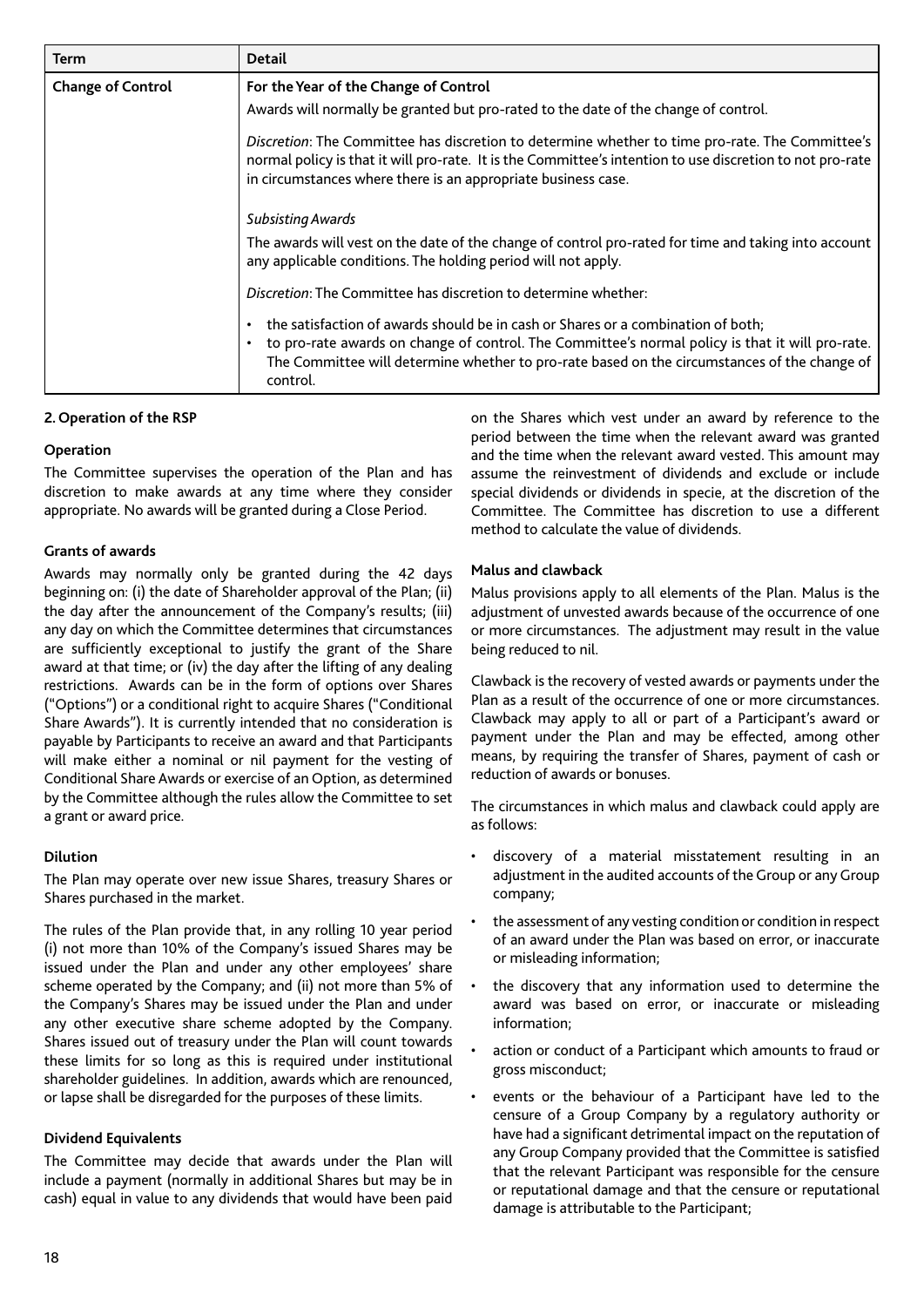| Term | Detail |
| --- | --- |
| **Change of Control** | **For the Year of the Change of Control**<br><br>Awards will normally be granted but pro-rated to the date of the change of control.<br><br>*Discretion*: The Committee has discretion to determine whether to time pro-rate. The Committee's normal policy is that it will pro-rate. It is the Committee's intention to use discretion to not pro-rate in circumstances where there is an appropriate business case.<br><br>*Subsisting Awards*<br><br>The awards will vest on the date of the change of control pro-rated for time and taking into account any applicable conditions. The holding period will not apply.<br><br>*Discretion*: The Committee has discretion to determine whether:<br><br>• the satisfaction of awards should be in cash or Shares or a combination of both;<br>• to pro-rate awards on change of control. The Committee's normal policy is that it will pro-rate. The Committee will determine whether to pro-rate based on the circumstances of the change of control. |

**2. Operation of the RSP**

**Operation**

The Committee supervises the operation of the Plan and has discretion to make awards at any time where they consider appropriate. No awards will be granted during a Close Period.

**Grants of awards**

Awards may normally only be granted during the 42 days beginning on: (i) the date of Shareholder approval of the Plan; (ii) the day after the announcement of the Company's results; (iii) any day on which the Committee determines that circumstances are sufficiently exceptional to justify the grant of the Share award at that time; or (iv) the day after the lifting of any dealing restrictions. Awards can be in the form of options over Shares ("Options") or a conditional right to acquire Shares ("Conditional Share Awards"). It is currently intended that no consideration is payable by Participants to receive an award and that Participants will make either a nominal or nil payment for the vesting of Conditional Share Awards or exercise of an Option, as determined by the Committee although the rules allow the Committee to set a grant or award price.

**Dilution**

The Plan may operate over new issue Shares, treasury Shares or Shares purchased in the market.

The rules of the Plan provide that, in any rolling 10 year period (i) not more than 10% of the Company's issued Shares may be issued under the Plan and under any other employees' share scheme operated by the Company; and (ii) not more than 5% of the Company's Shares may be issued under the Plan and under any other executive share scheme adopted by the Company. Shares issued out of treasury under the Plan will count towards these limits for so long as this is required under institutional shareholder guidelines. In addition, awards which are renounced, or lapse shall be disregarded for the purposes of these limits.

**Dividend Equivalents**

The Committee may decide that awards under the Plan will include a payment (normally in additional Shares but may be in cash) equal in value to any dividends that would have been paid on the Shares which vest under an award by reference to the period between the time when the relevant award was granted and the time when the relevant award vested. This amount may assume the reinvestment of dividends and exclude or include special dividends or dividends in specie, at the discretion of the Committee. The Committee has discretion to use a different method to calculate the value of dividends.

**Malus and clawback**

Malus provisions apply to all elements of the Plan. Malus is the adjustment of unvested awards because of the occurrence of one or more circumstances. The adjustment may result in the value being reduced to nil.

Clawback is the recovery of vested awards or payments under the Plan as a result of the occurrence of one or more circumstances. Clawback may apply to all or part of a Participant's award or payment under the Plan and may be effected, among other means, by requiring the transfer of Shares, payment of cash or reduction of awards or bonuses.

The circumstances in which malus and clawback could apply are as follows:

- discovery of a material misstatement resulting in an adjustment in the audited accounts of the Group or any Group company;
- the assessment of any vesting condition or condition in respect of an award under the Plan was based on error, or inaccurate or misleading information;
- the discovery that any information used to determine the award was based on error, or inaccurate or misleading information;
- action or conduct of a Participant which amounts to fraud or gross misconduct;
- events or the behaviour of a Participant have led to the censure of a Group Company by a regulatory authority or have had a significant detrimental impact on the reputation of any Group Company provided that the Committee is satisfied that the relevant Participant was responsible for the censure or reputational damage and that the censure or reputational damage is attributable to the Participant;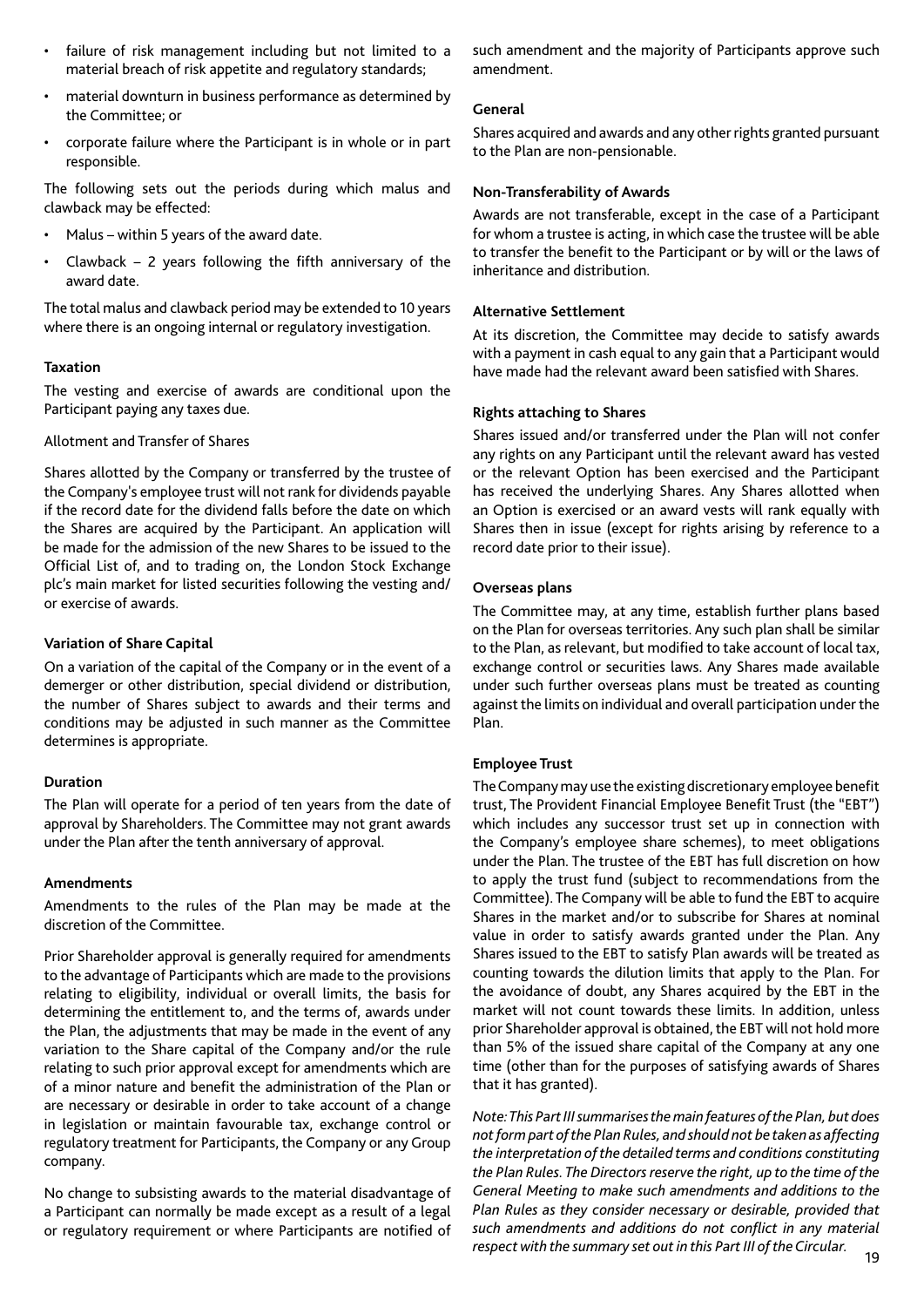- failure of risk management including but not limited to a material breach of risk appetite and regulatory standards;
- material downturn in business performance as determined by the Committee; or
- corporate failure where the Participant is in whole or in part responsible.

The following sets out the periods during which malus and clawback may be effected:

- Malus – within 5 years of the award date.
- Clawback – 2 years following the fifth anniversary of the award date.

The total malus and clawback period may be extended to 10 years where there is an ongoing internal or regulatory investigation.

**Taxation**

The vesting and exercise of awards are conditional upon the Participant paying any taxes due.

Allotment and Transfer of Shares

Shares allotted by the Company or transferred by the trustee of the Company's employee trust will not rank for dividends payable if the record date for the dividend falls before the date on which the Shares are acquired by the Participant. An application will be made for the admission of the new Shares to be issued to the Official List of, and to trading on, the London Stock Exchange plc's main market for listed securities following the vesting and/or exercise of awards.

**Variation of Share Capital**

On a variation of the capital of the Company or in the event of a demerger or other distribution, special dividend or distribution, the number of Shares subject to awards and their terms and conditions may be adjusted in such manner as the Committee determines is appropriate.

**Duration**

The Plan will operate for a period of ten years from the date of approval by Shareholders. The Committee may not grant awards under the Plan after the tenth anniversary of approval.

**Amendments**

Amendments to the rules of the Plan may be made at the discretion of the Committee.

Prior Shareholder approval is generally required for amendments to the advantage of Participants which are made to the provisions relating to eligibility, individual or overall limits, the basis for determining the entitlement to, and the terms of, awards under the Plan, the adjustments that may be made in the event of any variation to the Share capital of the Company and/or the rule relating to such prior approval except for amendments which are of a minor nature and benefit the administration of the Plan or are necessary or desirable in order to take account of a change in legislation or maintain favourable tax, exchange control or regulatory treatment for Participants, the Company or any Group company.

No change to subsisting awards to the material disadvantage of a Participant can normally be made except as a result of a legal or regulatory requirement or where Participants are notified of such amendment and the majority of Participants approve such amendment.

**General**

Shares acquired and awards and any other rights granted pursuant to the Plan are non-pensionable.

**Non-Transferability of Awards**

Awards are not transferable, except in the case of a Participant for whom a trustee is acting, in which case the trustee will be able to transfer the benefit to the Participant or by will or the laws of inheritance and distribution.

**Alternative Settlement**

At its discretion, the Committee may decide to satisfy awards with a payment in cash equal to any gain that a Participant would have made had the relevant award been satisfied with Shares.

**Rights attaching to Shares**

Shares issued and/or transferred under the Plan will not confer any rights on any Participant until the relevant award has vested or the relevant Option has been exercised and the Participant has received the underlying Shares. Any Shares allotted when an Option is exercised or an award vests will rank equally with Shares then in issue (except for rights arising by reference to a record date prior to their issue).

**Overseas plans**

The Committee may, at any time, establish further plans based on the Plan for overseas territories. Any such plan shall be similar to the Plan, as relevant, but modified to take account of local tax, exchange control or securities laws. Any Shares made available under such further overseas plans must be treated as counting against the limits on individual and overall participation under the Plan.

**Employee Trust**

The Company may use the existing discretionary employee benefit trust, The Provident Financial Employee Benefit Trust (the "EBT") which includes any successor trust set up in connection with the Company's employee share schemes), to meet obligations under the Plan. The trustee of the EBT has full discretion on how to apply the trust fund (subject to recommendations from the Committee). The Company will be able to fund the EBT to acquire Shares in the market and/or to subscribe for Shares at nominal value in order to satisfy awards granted under the Plan. Any Shares issued to the EBT to satisfy Plan awards will be treated as counting towards the dilution limits that apply to the Plan. For the avoidance of doubt, any Shares acquired by the EBT in the market will not count towards these limits. In addition, unless prior Shareholder approval is obtained, the EBT will not hold more than 5% of the issued share capital of the Company at any one time (other than for the purposes of satisfying awards of Shares that it has granted).

*Note: This Part III summarises the main features of the Plan, but does not form part of the Plan Rules, and should not be taken as affecting the interpretation of the detailed terms and conditions constituting the Plan Rules. The Directors reserve the right, up to the time of the General Meeting to make such amendments and additions to the Plan Rules as they consider necessary or desirable, provided that such amendments and additions do not conflict in any material respect with the summary set out in this Part III of the Circular.*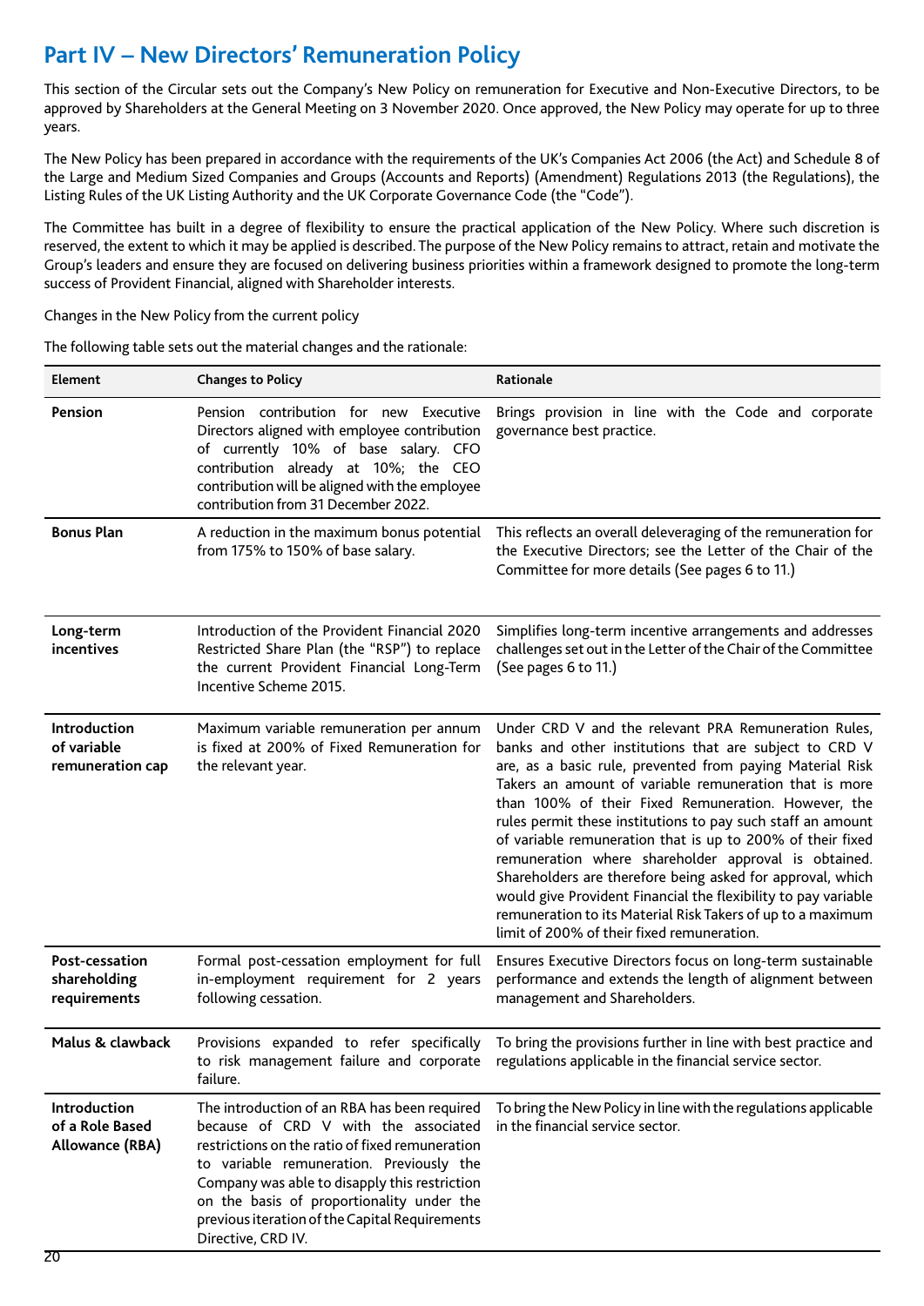## Part IV – New Directors' Remuneration Policy

This section of the Circular sets out the Company's New Policy on remuneration for Executive and Non-Executive Directors, to be approved by Shareholders at the General Meeting on 3 November 2020. Once approved, the New Policy may operate for up to three years.

The New Policy has been prepared in accordance with the requirements of the UK's Companies Act 2006 (the Act) and Schedule 8 of the Large and Medium Sized Companies and Groups (Accounts and Reports) (Amendment) Regulations 2013 (the Regulations), the Listing Rules of the UK Listing Authority and the UK Corporate Governance Code (the "Code").

The Committee has built in a degree of flexibility to ensure the practical application of the New Policy. Where such discretion is reserved, the extent to which it may be applied is described. The purpose of the New Policy remains to attract, retain and motivate the Group's leaders and ensure they are focused on delivering business priorities within a framework designed to promote the long-term success of Provident Financial, aligned with Shareholder interests.

Changes in the New Policy from the current policy

The following table sets out the material changes and the rationale:

| Element | Changes to Policy | Rationale |
|---|---|---|
| **Pension** | Pension contribution for new Executive Directors aligned with employee contribution of currently 10% of base salary. CFO contribution already at 10%; the CEO contribution will be aligned with the employee contribution from 31 December 2022. | Brings provision in line with the Code and corporate governance best practice. |
| **Bonus Plan** | A reduction in the maximum bonus potential from 175% to 150% of base salary. | This reflects an overall deleveraging of the remuneration for the Executive Directors; see the Letter of the Chair of the Committee for more details (See pages 6 to 11.) |
| **Long-term incentives** | Introduction of the Provident Financial 2020 Restricted Share Plan (the "RSP") to replace the current Provident Financial Long-Term Incentive Scheme 2015. | Simplifies long-term incentive arrangements and addresses challenges set out in the Letter of the Chair of the Committee (See pages 6 to 11.) |
| **Introduction of variable remuneration cap** | Maximum variable remuneration per annum is fixed at 200% of Fixed Remuneration for the relevant year. | Under CRD V and the relevant PRA Remuneration Rules, banks and other institutions that are subject to CRD V are, as a basic rule, prevented from paying Material Risk Takers an amount of variable remuneration that is more than 100% of their Fixed Remuneration. However, the rules permit these institutions to pay such staff an amount of variable remuneration that is up to 200% of their fixed remuneration where shareholder approval is obtained. Shareholders are therefore being asked for approval, which would give Provident Financial the flexibility to pay variable remuneration to its Material Risk Takers of up to a maximum limit of 200% of their fixed remuneration. |
| **Post-cessation shareholding requirements** | Formal post-cessation employment for full in-employment requirement for 2 years following cessation. | Ensures Executive Directors focus on long-term sustainable performance and extends the length of alignment between management and Shareholders. |
| **Malus & clawback** | Provisions expanded to refer specifically to risk management failure and corporate failure. | To bring the provisions further in line with best practice and regulations applicable in the financial service sector. |
| **Introduction of a Role Based Allowance (RBA)** | The introduction of an RBA has been required because of CRD V with the associated restrictions on the ratio of fixed remuneration to variable remuneration. Previously the Company was able to disapply this restriction on the basis of proportionality under the previous iteration of the Capital Requirements Directive, CRD IV. | To bring the New Policy in line with the regulations applicable in the financial service sector. |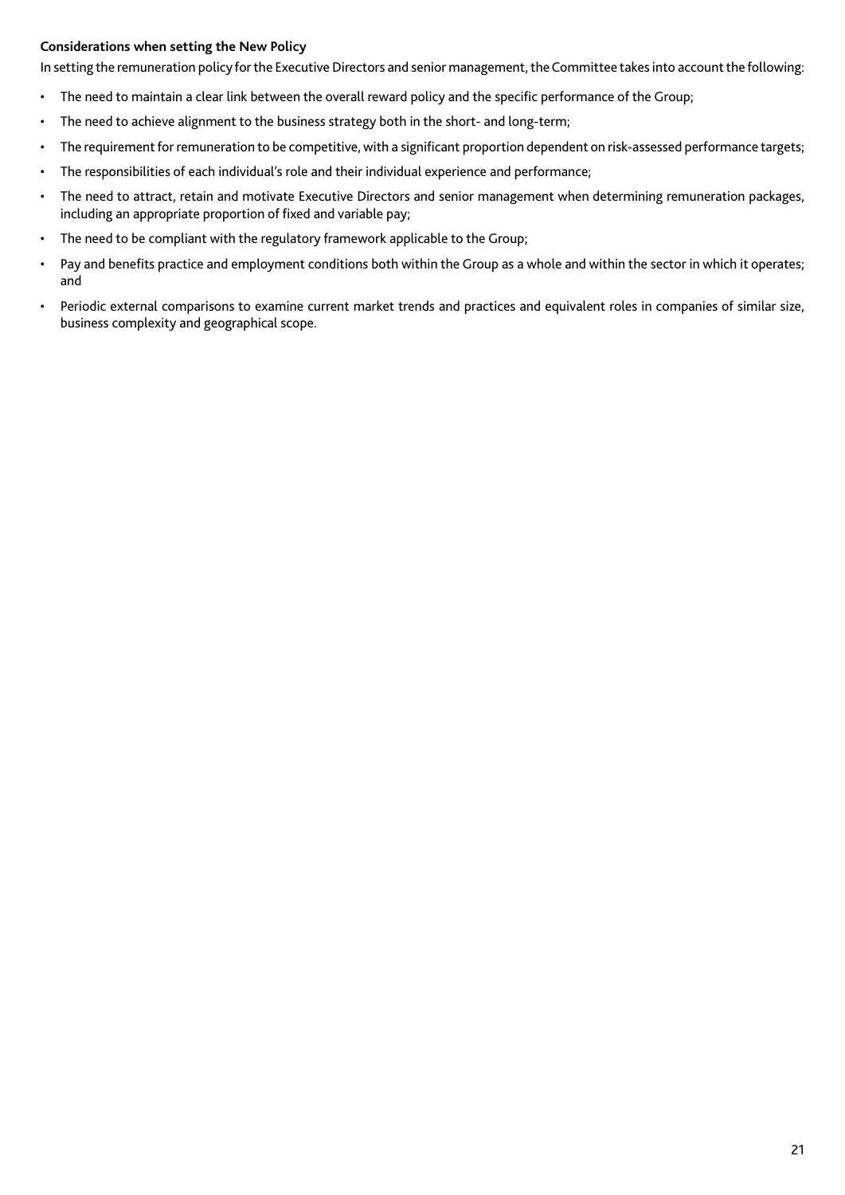**Considerations when setting the New Policy**

In setting the remuneration policy for the Executive Directors and senior management, the Committee takes into account the following:

- The need to maintain a clear link between the overall reward policy and the specific performance of the Group;
- The need to achieve alignment to the business strategy both in the short- and long-term;
- The requirement for remuneration to be competitive, with a significant proportion dependent on risk-assessed performance targets;
- The responsibilities of each individual's role and their individual experience and performance;
- The need to attract, retain and motivate Executive Directors and senior management when determining remuneration packages, including an appropriate proportion of fixed and variable pay;
- The need to be compliant with the regulatory framework applicable to the Group;
- Pay and benefits practice and employment conditions both within the Group as a whole and within the sector in which it operates; and
- Periodic external comparisons to examine current market trends and practices and equivalent roles in companies of similar size, business complexity and geographical scope.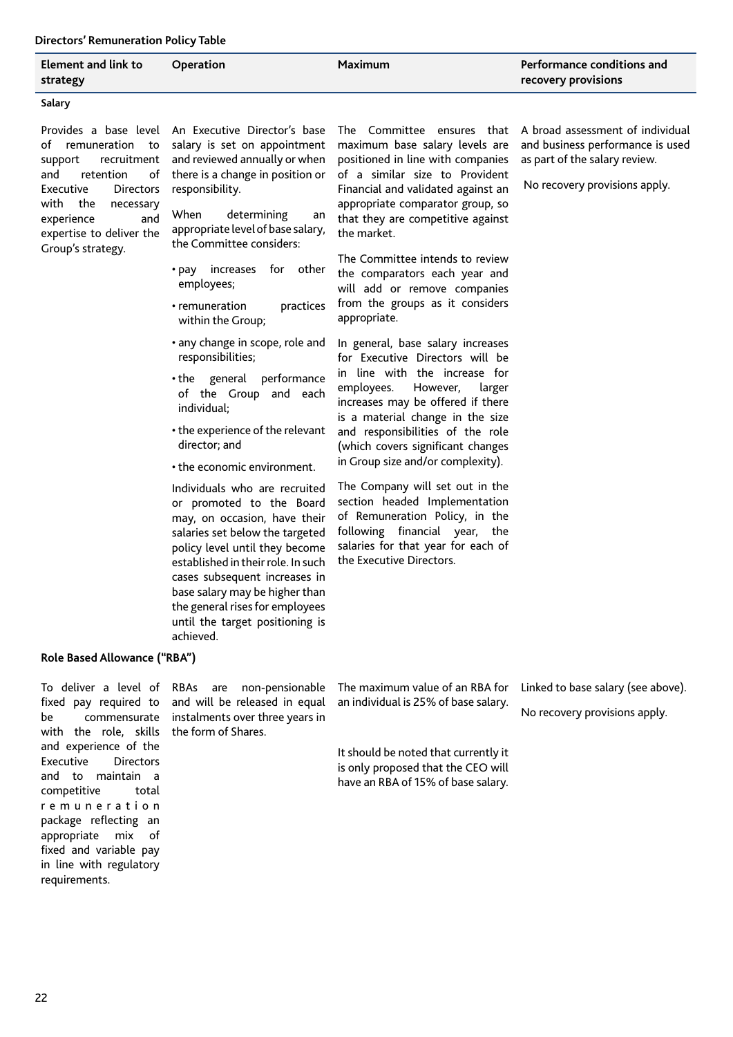**Directors' Remuneration Policy Table**

| Element and link to strategy | Operation | Maximum | Performance conditions and recovery provisions |
|---|---|---|---|
| **Salary** | | | |
| Provides a base level of remuneration to support recruitment and retention of Executive Directors with the necessary experience and expertise to deliver the Group's strategy. | An Executive Director's base salary is set on appointment and reviewed annually or when there is a change in position or responsibility.<br><br>When determining an appropriate level of base salary, the Committee considers:<br>• pay increases for other employees;<br>• remuneration practices within the Group;<br>• any change in scope, role and responsibilities;<br>• the general performance of the Group and each individual;<br>• the experience of the relevant director; and<br>• the economic environment.<br><br>Individuals who are recruited or promoted to the Board may, on occasion, have their salaries set below the targeted policy level until they become established in their role. In such cases subsequent increases in base salary may be higher than the general rises for employees until the target positioning is achieved. | The Committee ensures that maximum base salary levels are positioned in line with companies of a similar size to Provident Financial and validated against an appropriate comparator group, so that they are competitive against the market.<br><br>The Committee intends to review the comparators each year and will add or remove companies from the groups as it considers appropriate.<br><br>In general, base salary increases for Executive Directors will be in line with the increase for employees. However, larger increases may be offered if there is a material change in the size and responsibilities of the role (which covers significant changes in Group size and/or complexity).<br><br>The Company will set out in the section headed Implementation of Remuneration Policy, in the following financial year, the salaries for that year for each of the Executive Directors. | A broad assessment of individual and business performance is used as part of the salary review.<br><br>No recovery provisions apply. |
| **Role Based Allowance ("RBA")** | | | |
| To deliver a level of fixed pay required to be commensurate with the role, skills and experience of the Executive Directors and to maintain a competitive total remuneration package reflecting an appropriate mix of fixed and variable pay in line with regulatory requirements. | RBAs are non-pensionable and will be released in equal instalments over three years in the form of Shares. | The maximum value of an RBA for an individual is 25% of base salary.<br><br>It should be noted that currently it is only proposed that the CEO will have an RBA of 15% of base salary. | Linked to base salary (see above).<br><br>No recovery provisions apply. |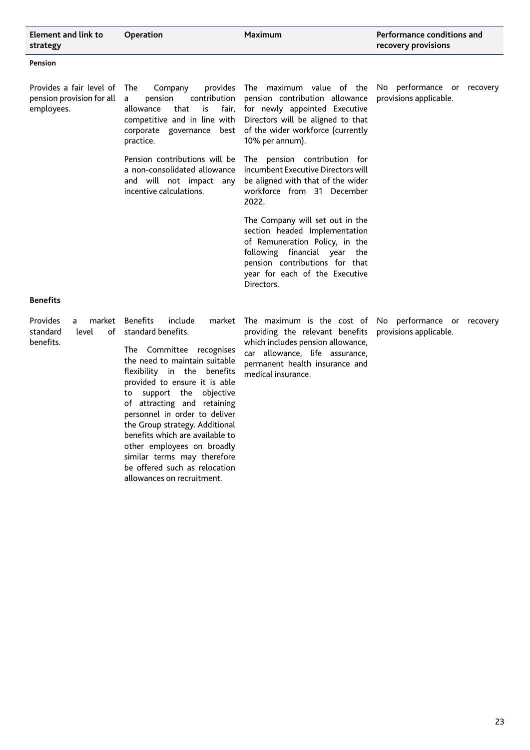| Element and link to strategy | Operation | Maximum | Performance conditions and recovery provisions |
|---|---|---|---|
| **Pension** | | | |
| Provides a fair level of pension provision for all employees. | The Company provides a pension contribution allowance that is fair, competitive and in line with corporate governance best practice.<br><br>Pension contributions will be a non-consolidated allowance and will not impact any incentive calculations. | The maximum value of the pension contribution allowance for newly appointed Executive Directors will be aligned to that of the wider workforce (currently 10% per annum).<br><br>The pension contribution for incumbent Executive Directors will be aligned with that of the wider workforce from 31 December 2022.<br><br>The Company will set out in the section headed Implementation of Remuneration Policy, in the following financial year the pension contributions for that year for each of the Executive Directors. | No performance or recovery provisions applicable. |
| **Benefits** | | | |
| Provides a market standard level of benefits. | Benefits include market standard benefits.<br><br>The Committee recognises the need to maintain suitable flexibility in the benefits provided to ensure it is able to support the objective of attracting and retaining personnel in order to deliver the Group strategy. Additional benefits which are available to other employees on broadly similar terms may therefore be offered such as relocation allowances on recruitment. | The maximum is the cost of providing the relevant benefits which includes pension allowance, car allowance, life assurance, permanent health insurance and medical insurance. | No performance or recovery provisions applicable. |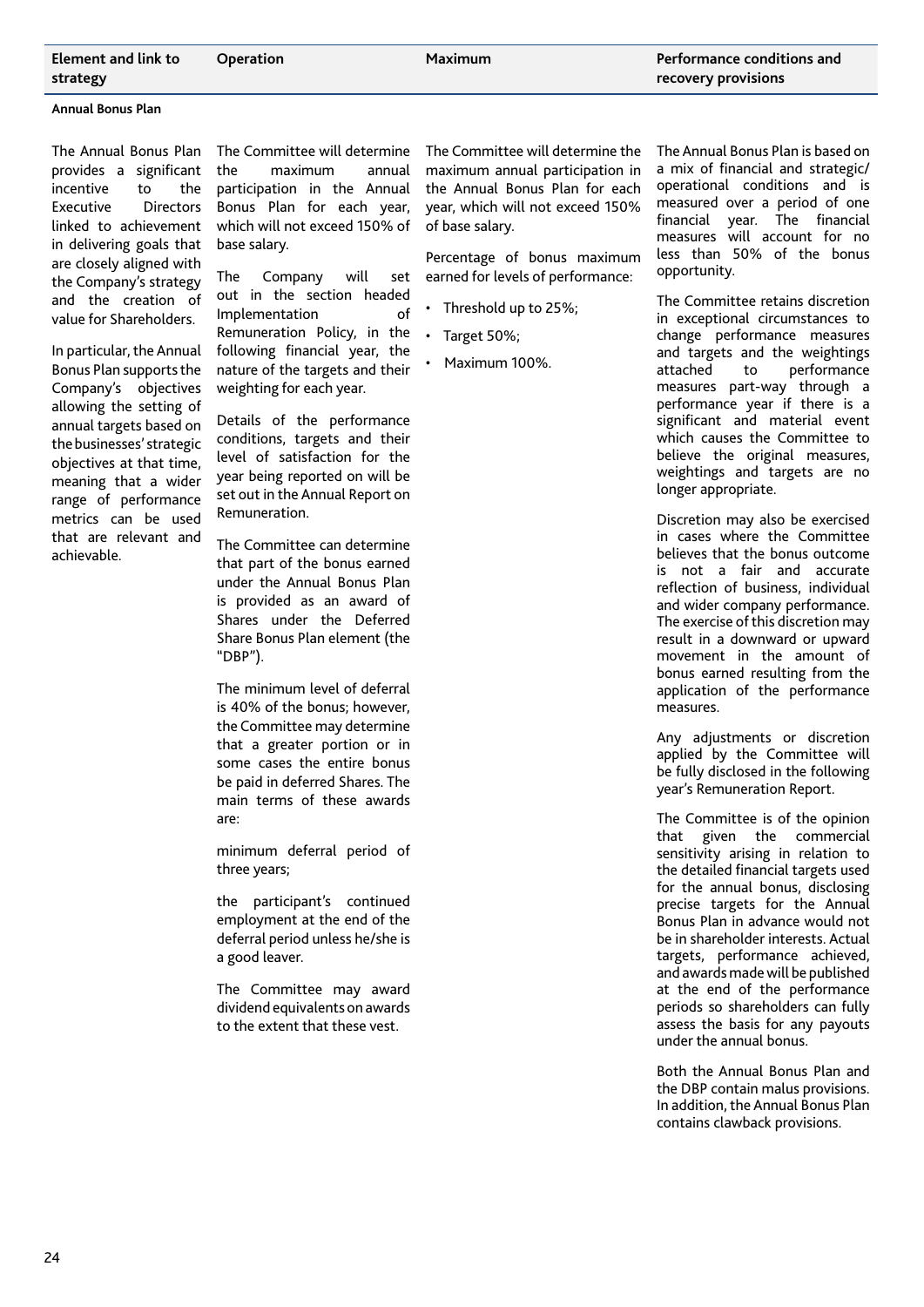| Element and link to strategy | Operation | Maximum | Performance conditions and recovery provisions |
|---|---|---|---|
| **Annual Bonus Plan** | | | |
| The Annual Bonus Plan provides a significant incentive to the Executive Directors linked to achievement in delivering goals that are closely aligned with the Company's strategy and the creation of value for Shareholders.<br><br>In particular, the Annual Bonus Plan supports the Company's objectives allowing the setting of annual targets based on the businesses' strategic objectives at that time, meaning that a wider range of performance metrics can be used that are relevant and achievable. | The Committee will determine the maximum annual participation in the Annual Bonus Plan for each year, which will not exceed 150% of base salary.<br><br>The Company will set out in the section headed Implementation of Remuneration Policy, in the following financial year, the nature of the targets and their weighting for each year.<br><br>Details of the performance conditions, targets and their level of satisfaction for the year being reported on will be set out in the Annual Report on Remuneration.<br><br>The Committee can determine that part of the bonus earned under the Annual Bonus Plan is provided as an award of Shares under the Deferred Share Bonus Plan element (the "DBP").<br><br>The minimum level of deferral is 40% of the bonus; however, the Committee may determine that a greater portion or in some cases the entire bonus be paid in deferred Shares. The main terms of these awards are:<br><br>minimum deferral period of three years;<br><br>the participant's continued employment at the end of the deferral period unless he/she is a good leaver.<br><br>The Committee may award dividend equivalents on awards to the extent that these vest. | The Committee will determine the maximum annual participation in the Annual Bonus Plan for each year, which will not exceed 150% of base salary.<br><br>Percentage of bonus maximum earned for levels of performance:<br><br>• Threshold up to 25%;<br>• Target 50%;<br>• Maximum 100%. | The Annual Bonus Plan is based on a mix of financial and strategic/operational conditions and is measured over a period of one financial year. The financial measures will account for no less than 50% of the bonus opportunity.<br><br>The Committee retains discretion in exceptional circumstances to change performance measures and targets and the weightings attached to performance measures part-way through a performance year if there is a significant and material event which causes the Committee to believe the original measures, weightings and targets are no longer appropriate.<br><br>Discretion may also be exercised in cases where the Committee believes that the bonus outcome is not a fair and accurate reflection of business, individual and wider company performance. The exercise of this discretion may result in a downward or upward movement in the amount of bonus earned resulting from the application of the performance measures.<br><br>Any adjustments or discretion applied by the Committee will be fully disclosed in the following year's Remuneration Report.<br><br>The Committee is of the opinion that given the commercial sensitivity arising in relation to the detailed financial targets used for the annual bonus, disclosing precise targets for the Annual Bonus Plan in advance would not be in shareholder interests. Actual targets, performance achieved, and awards made will be published at the end of the performance periods so shareholders can fully assess the basis for any payouts under the annual bonus.<br><br>Both the Annual Bonus Plan and the DBP contain malus provisions. In addition, the Annual Bonus Plan contains clawback provisions. |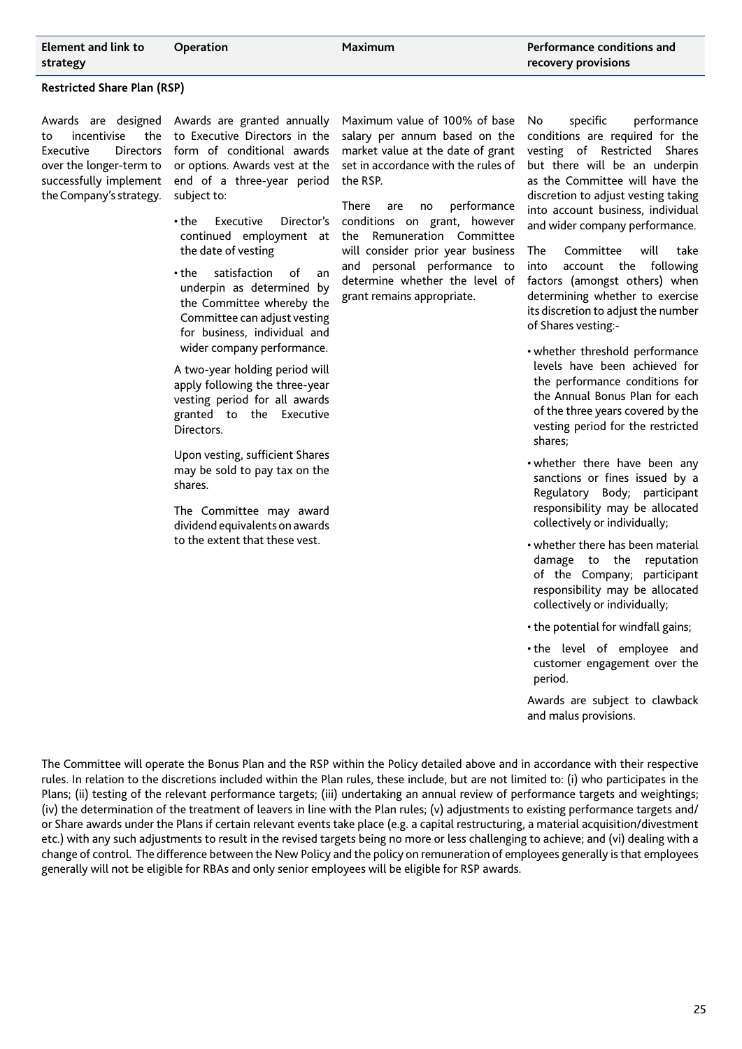| Element and link to strategy | Operation | Maximum | Performance conditions and recovery provisions |
|---|---|---|---|
| **Restricted Share Plan (RSP)** | | | |
| Awards are designed to incentivise the Executive Directors over the longer-term to successfully implement the Company's strategy. | Awards are granted annually to Executive Directors in the form of conditional awards or options. Awards vest at the end of a three-year period subject to:<br><br>• the Executive Director's continued employment at the date of vesting<br><br>• the satisfaction of an underpin as determined by the Committee whereby the Committee can adjust vesting for business, individual and wider company performance.<br><br>A two-year holding period will apply following the three-year vesting period for all awards granted to the Executive Directors.<br><br>Upon vesting, sufficient Shares may be sold to pay tax on the shares.<br><br>The Committee may award dividend equivalents on awards to the extent that these vest. | Maximum value of 100% of base salary per annum based on the market value at the date of grant set in accordance with the rules of the RSP.<br><br>There are no performance conditions on grant, however the Remuneration Committee will consider prior year business and personal performance to determine whether the level of grant remains appropriate. | No specific performance conditions are required for the vesting of Restricted Shares but there will be an underpin as the Committee will have the discretion to adjust vesting taking into account business, individual and wider company performance.<br><br>The Committee will take into account the following factors (amongst others) when determining whether to exercise its discretion to adjust the number of Shares vesting:-<br><br>• whether threshold performance levels have been achieved for the performance conditions for the Annual Bonus Plan for each of the three years covered by the vesting period for the restricted shares;<br><br>• whether there have been any sanctions or fines issued by a Regulatory Body; participant responsibility may be allocated collectively or individually;<br><br>• whether there has been material damage to the reputation of the Company; participant responsibility may be allocated collectively or individually;<br><br>• the potential for windfall gains;<br><br>• the level of employee and customer engagement over the period.<br><br>Awards are subject to clawback and malus provisions. |

The Committee will operate the Bonus Plan and the RSP within the Policy detailed above and in accordance with their respective rules. In relation to the discretions included within the Plan rules, these include, but are not limited to: (i) who participates in the Plans; (ii) testing of the relevant performance targets; (iii) undertaking an annual review of performance targets and weightings; (iv) the determination of the treatment of leavers in line with the Plan rules; (v) adjustments to existing performance targets and/or Share awards under the Plans if certain relevant events take place (e.g. a capital restructuring, a material acquisition/divestment etc.) with any such adjustments to result in the revised targets being no more or less challenging to achieve; and (vi) dealing with a change of control. The difference between the New Policy and the policy on remuneration of employees generally is that employees generally will not be eligible for RBAs and only senior employees will be eligible for RSP awards.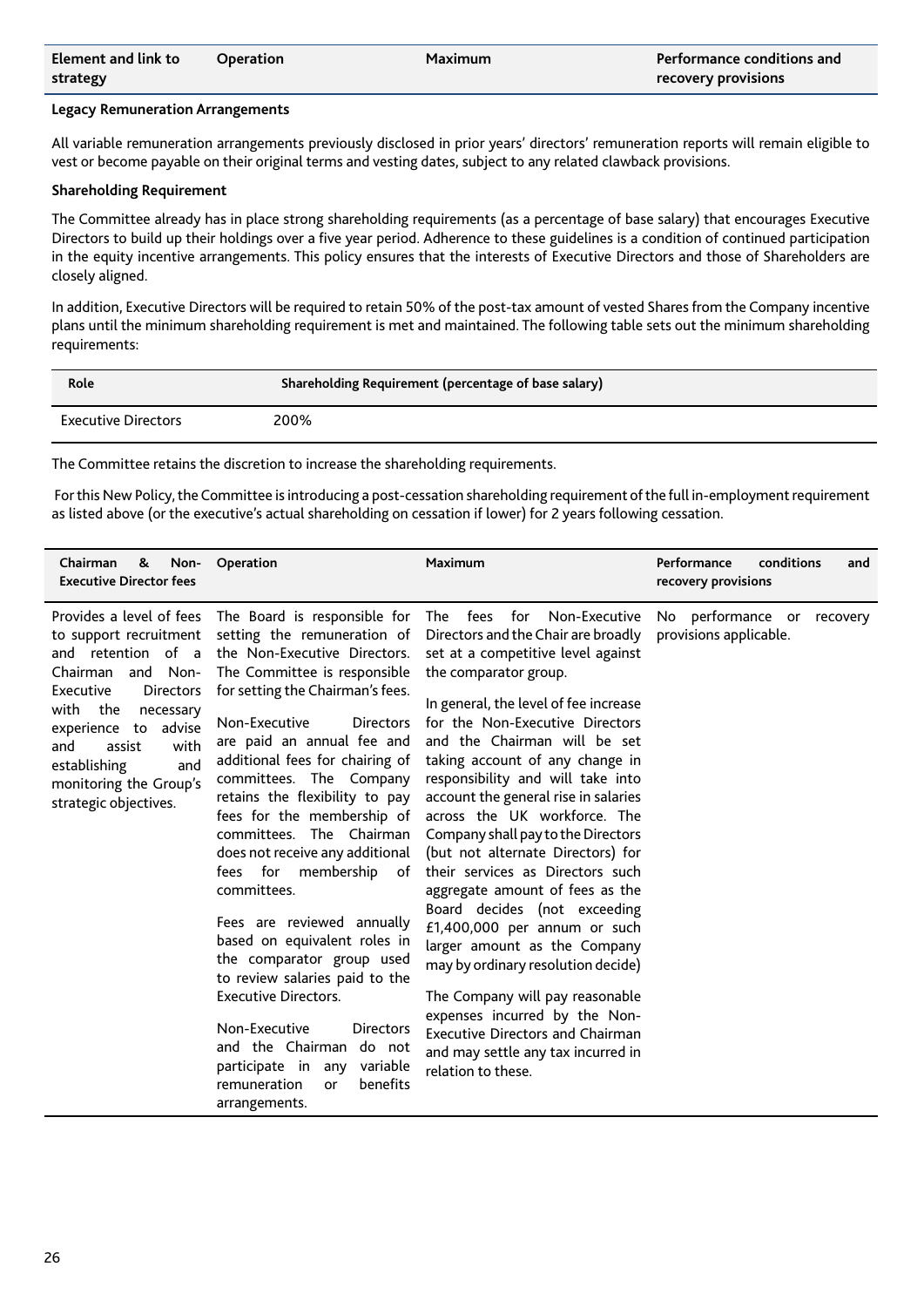| Element and link to strategy | Operation | Maximum | Performance conditions and recovery provisions |
|---|---|---|---|

**Legacy Remuneration Arrangements**

All variable remuneration arrangements previously disclosed in prior years' directors' remuneration reports will remain eligible to vest or become payable on their original terms and vesting dates, subject to any related clawback provisions.

**Shareholding Requirement**

The Committee already has in place strong shareholding requirements (as a percentage of base salary) that encourages Executive Directors to build up their holdings over a five year period. Adherence to these guidelines is a condition of continued participation in the equity incentive arrangements. This policy ensures that the interests of Executive Directors and those of Shareholders are closely aligned.

In addition, Executive Directors will be required to retain 50% of the post-tax amount of vested Shares from the Company incentive plans until the minimum shareholding requirement is met and maintained. The following table sets out the minimum shareholding requirements:

| Role | Shareholding Requirement (percentage of base salary) |
|---|---|
| Executive Directors | 200% |

The Committee retains the discretion to increase the shareholding requirements.

For this New Policy, the Committee is introducing a post-cessation shareholding requirement of the full in-employment requirement as listed above (or the executive's actual shareholding on cessation if lower) for 2 years following cessation.

| Chairman & Non-Executive Director fees | Operation | Maximum | Performance conditions and recovery provisions |
|---|---|---|---|
| Provides a level of fees to support recruitment and retention of a Chairman and Non-Executive Directors with the necessary experience to advise and assist with establishing and monitoring the Group's strategic objectives. | The Board is responsible for setting the remuneration of the Non-Executive Directors. The Committee is responsible for setting the Chairman's fees.<br><br>Non-Executive Directors are paid an annual fee and additional fees for chairing of committees. The Company retains the flexibility to pay fees for the membership of committees. The Chairman does not receive any additional fees for membership of committees.<br><br>Fees are reviewed annually based on equivalent roles in the comparator group used to review salaries paid to the Executive Directors.<br><br>Non-Executive Directors and the Chairman do not participate in any variable remuneration or benefits arrangements. | The fees for Non-Executive Directors and the Chair are broadly set at a competitive level against the comparator group.<br><br>In general, the level of fee increase for the Non-Executive Directors and the Chairman will be set taking account of any change in responsibility and will take into account the general rise in salaries across the UK workforce. The Company shall pay to the Directors (but not alternate Directors) for their services as Directors such aggregate amount of fees as the Board decides (not exceeding £1,400,000 per annum or such larger amount as the Company may by ordinary resolution decide)<br><br>The Company will pay reasonable expenses incurred by the Non-Executive Directors and Chairman and may settle any tax incurred in relation to these. | No performance or recovery provisions applicable. |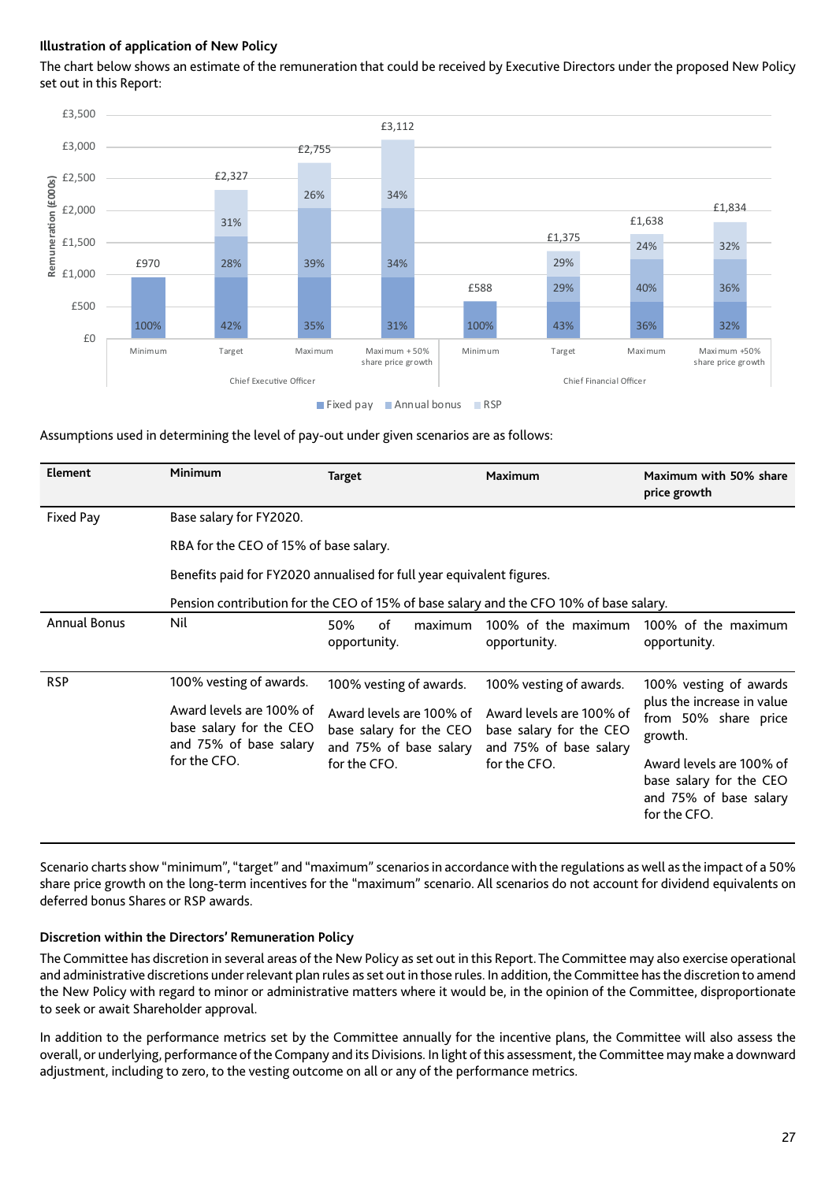**Illustration of application of New Policy**

The chart below shows an estimate of the remuneration that could be received by Executive Directors under the proposed New Policy set out in this Report:

Remuneration (£000s)

| | Scenario | Total | Fixed pay | Annual bonus | RSP |
|---|---|---|---|---|---|
| Chief Executive Officer | Minimum | £970 | 100% | | |
| | Target | £2,327 | 42% | 28% | 31% |
| | Maximum | £2,755 | 35% | 39% | 26% |
| | Maximum + 50% share price growth | £3,112 | 31% | 34% | 34% |
| Chief Financial Officer | Minimum | £588 | 100% | | |
| | Target | £1,375 | 43% | 29% | 29% |
| | Maximum | £1,638 | 36% | 40% | 24% |
| | Maximum +50% share price growth | £1,834 | 32% | 36% | 32% |

Assumptions used in determining the level of pay-out under given scenarios are as follows:

| Element | Minimum | Target | Maximum | Maximum with 50% share price growth |
|---|---|---|---|---|
| Fixed Pay | Base salary for FY2020. | | | |
| | RBA for the CEO of 15% of base salary. | | | |
| | Benefits paid for FY2020 annualised for full year equivalent figures. | | | |
| | Pension contribution for the CEO of 15% of base salary and the CFO 10% of base salary. | | | |
| Annual Bonus | Nil | 50% of maximum opportunity. | 100% of the maximum opportunity. | 100% of the maximum opportunity. |
| RSP | 100% vesting of awards.<br><br>Award levels are 100% of base salary for the CEO and 75% of base salary for the CFO. | 100% vesting of awards.<br><br>Award levels are 100% of base salary for the CEO and 75% of base salary for the CFO. | 100% vesting of awards.<br><br>Award levels are 100% of base salary for the CEO and 75% of base salary for the CFO. | 100% vesting of awards plus the increase in value from 50% share price growth.<br><br>Award levels are 100% of base salary for the CEO and 75% of base salary for the CFO. |

Scenario charts show "minimum", "target" and "maximum" scenarios in accordance with the regulations as well as the impact of a 50% share price growth on the long-term incentives for the "maximum" scenario. All scenarios do not account for dividend equivalents on deferred bonus Shares or RSP awards.

**Discretion within the Directors' Remuneration Policy**

The Committee has discretion in several areas of the New Policy as set out in this Report. The Committee may also exercise operational and administrative discretions under relevant plan rules as set out in those rules. In addition, the Committee has the discretion to amend the New Policy with regard to minor or administrative matters where it would be, in the opinion of the Committee, disproportionate to seek or await Shareholder approval.

In addition to the performance metrics set by the Committee annually for the incentive plans, the Committee will also assess the overall, or underlying, performance of the Company and its Divisions. In light of this assessment, the Committee may make a downward adjustment, including to zero, to the vesting outcome on all or any of the performance metrics.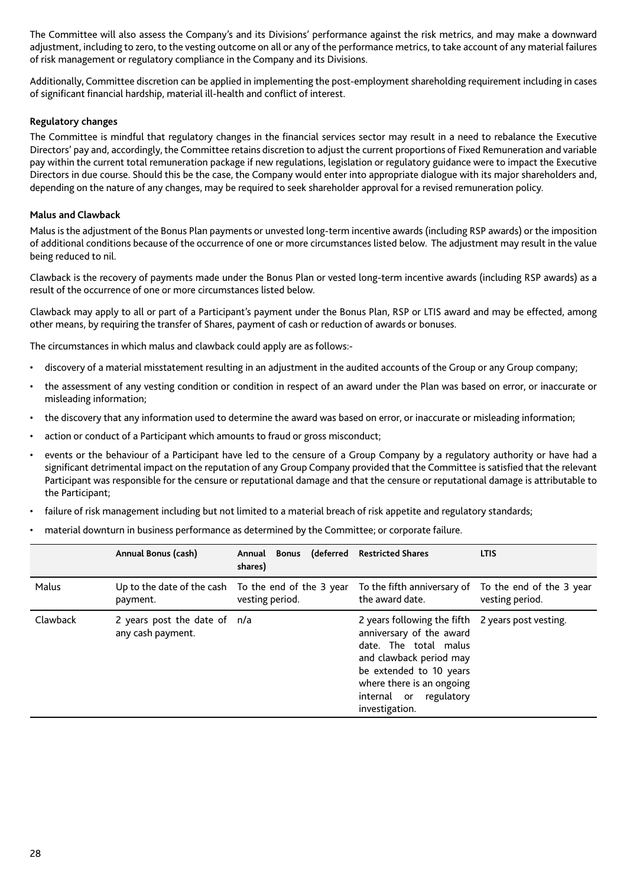The Committee will also assess the Company's and its Divisions' performance against the risk metrics, and may make a downward adjustment, including to zero, to the vesting outcome on all or any of the performance metrics, to take account of any material failures of risk management or regulatory compliance in the Company and its Divisions.

Additionally, Committee discretion can be applied in implementing the post-employment shareholding requirement including in cases of significant financial hardship, material ill-health and conflict of interest.

**Regulatory changes**

The Committee is mindful that regulatory changes in the financial services sector may result in a need to rebalance the Executive Directors' pay and, accordingly, the Committee retains discretion to adjust the current proportions of Fixed Remuneration and variable pay within the current total remuneration package if new regulations, legislation or regulatory guidance were to impact the Executive Directors in due course. Should this be the case, the Company would enter into appropriate dialogue with its major shareholders and, depending on the nature of any changes, may be required to seek shareholder approval for a revised remuneration policy.

**Malus and Clawback**

Malus is the adjustment of the Bonus Plan payments or unvested long-term incentive awards (including RSP awards) or the imposition of additional conditions because of the occurrence of one or more circumstances listed below. The adjustment may result in the value being reduced to nil.

Clawback is the recovery of payments made under the Bonus Plan or vested long-term incentive awards (including RSP awards) as a result of the occurrence of one or more circumstances listed below.

Clawback may apply to all or part of a Participant's payment under the Bonus Plan, RSP or LTIS award and may be effected, among other means, by requiring the transfer of Shares, payment of cash or reduction of awards or bonuses.

The circumstances in which malus and clawback could apply are as follows:-

- discovery of a material misstatement resulting in an adjustment in the audited accounts of the Group or any Group company;
- the assessment of any vesting condition or condition in respect of an award under the Plan was based on error, or inaccurate or misleading information;
- the discovery that any information used to determine the award was based on error, or inaccurate or misleading information;
- action or conduct of a Participant which amounts to fraud or gross misconduct;
- events or the behaviour of a Participant have led to the censure of a Group Company by a regulatory authority or have had a significant detrimental impact on the reputation of any Group Company provided that the Committee is satisfied that the relevant Participant was responsible for the censure or reputational damage and that the censure or reputational damage is attributable to the Participant;
- failure of risk management including but not limited to a material breach of risk appetite and regulatory standards;
- material downturn in business performance as determined by the Committee; or corporate failure.

| | Annual Bonus (cash) | Annual Bonus (deferred shares) | Restricted Shares | LTIS |
|---|---|---|---|---|
| Malus | Up to the date of the cash payment. | To the end of the 3 year vesting period. | To the fifth anniversary of the award date. | To the end of the 3 year vesting period. |
| Clawback | 2 years post the date of any cash payment. | n/a | 2 years following the fifth anniversary of the award date. The total malus and clawback period may be extended to 10 years where there is an ongoing internal or regulatory investigation. | 2 years post vesting. |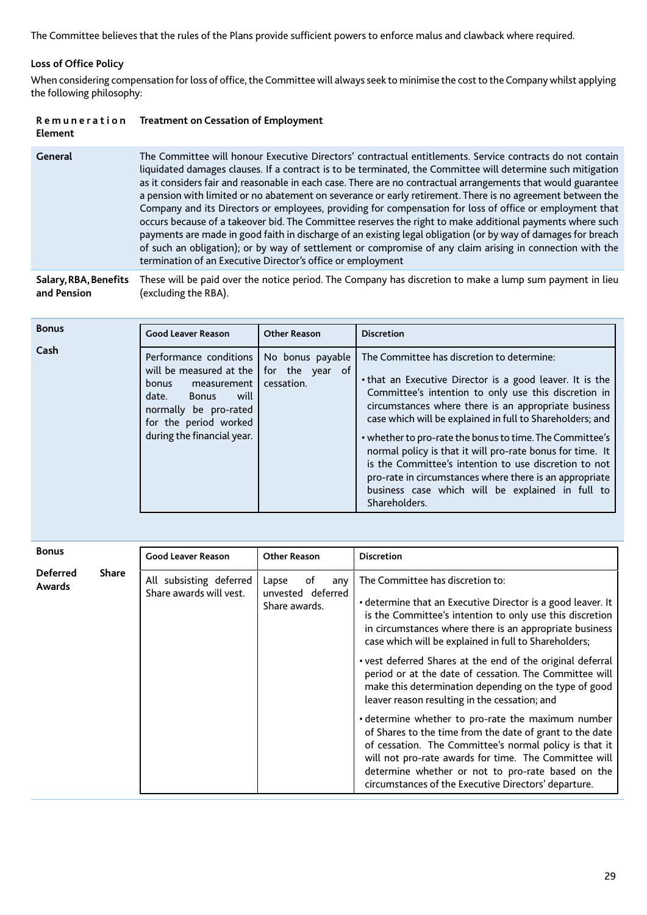The Committee believes that the rules of the Plans provide sufficient powers to enforce malus and clawback where required.

**Loss of Office Policy**

When considering compensation for loss of office, the Committee will always seek to minimise the cost to the Company whilst applying the following philosophy:

| Remuneration Element | Treatment on Cessation of Employment |
|---|---|
| **General** | The Committee will honour Executive Directors' contractual entitlements. Service contracts do not contain liquidated damages clauses. If a contract is to be terminated, the Committee will determine such mitigation as it considers fair and reasonable in each case. There are no contractual arrangements that would guarantee a pension with limited or no abatement on severance or early retirement. There is no agreement between the Company and its Directors or employees, providing for compensation for loss of office or employment that occurs because of a takeover bid. The Committee reserves the right to make additional payments where such payments are made in good faith in discharge of an existing legal obligation (or by way of damages for breach of such an obligation); or by way of settlement or compromise of any claim arising in connection with the termination of an Executive Director's office or employment |
| **Salary, RBA, Benefits and Pension** | These will be paid over the notice period. The Company has discretion to make a lump sum payment in lieu (excluding the RBA). |

**Bonus**

**Cash**

| Good Leaver Reason | Other Reason | Discretion |
|---|---|---|
| Performance conditions will be measured at the bonus measurement date. Bonus will normally be pro-rated for the period worked during the financial year. | No bonus payable for the year of cessation. | The Committee has discretion to determine:<br>• that an Executive Director is a good leaver. It is the Committee's intention to only use this discretion in circumstances where there is an appropriate business case which will be explained in full to Shareholders; and<br>• whether to pro-rate the bonus to time. The Committee's normal policy is that it will pro-rate bonus for time. It is the Committee's intention to use discretion to not pro-rate in circumstances where there is an appropriate business case which will be explained in full to Shareholders. |

**Bonus**

**Deferred Share Awards**

| Good Leaver Reason | Other Reason | Discretion |
|---|---|---|
| All subsisting deferred Share awards will vest. | Lapse of any unvested deferred Share awards. | The Committee has discretion to:<br>• determine that an Executive Director is a good leaver. It is the Committee's intention to only use this discretion in circumstances where there is an appropriate business case which will be explained in full to Shareholders;<br>• vest deferred Shares at the end of the original deferral period or at the date of cessation. The Committee will make this determination depending on the type of good leaver reason resulting in the cessation; and<br>• determine whether to pro-rate the maximum number of Shares to the time from the date of grant to the date of cessation. The Committee's normal policy is that it will not pro-rate awards for time. The Committee will determine whether or not to pro-rate based on the circumstances of the Executive Directors' departure. |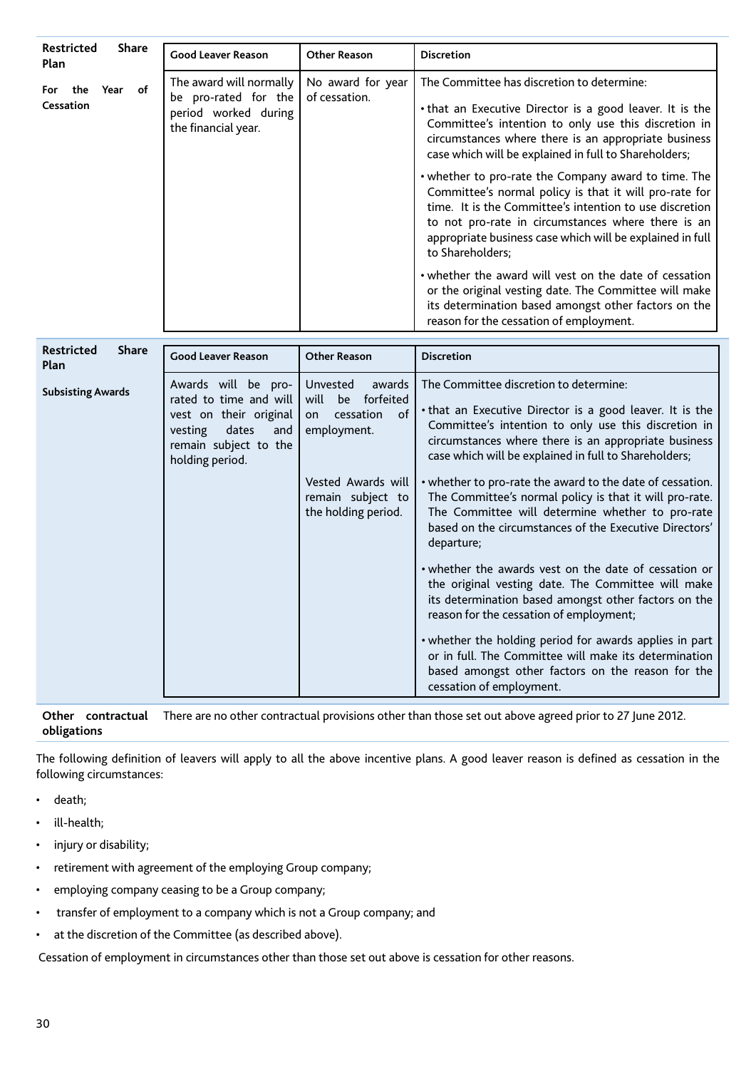| Restricted Share Plan | Good Leaver Reason | Other Reason | Discretion |
|---|---|---|---|
| **For the Year of Cessation** | The award will normally be pro-rated for the period worked during the financial year. | No award for year of cessation. | The Committee has discretion to determine:<br>• that an Executive Director is a good leaver. It is the Committee's intention to only use this discretion in circumstances where there is an appropriate business case which will be explained in full to Shareholders;<br>• whether to pro-rate the Company award to time. The Committee's normal policy is that it will pro-rate for time. It is the Committee's intention to use discretion to not pro-rate in circumstances where there is an appropriate business case which will be explained in full to Shareholders;<br>• whether the award will vest on the date of cessation or the original vesting date. The Committee will make its determination based amongst other factors on the reason for the cessation of employment. |

| Restricted Share Plan | Good Leaver Reason | Other Reason | Discretion |
|---|---|---|---|
| **Subsisting Awards** | Awards will be pro-rated to time and will vest on their original vesting dates and remain subject to the holding period. | Unvested awards will be forfeited on cessation of employment.<br>Vested Awards will remain subject to the holding period. | The Committee discretion to determine:<br>• that an Executive Director is a good leaver. It is the Committee's intention to only use this discretion in circumstances where there is an appropriate business case which will be explained in full to Shareholders;<br>• whether to pro-rate the award to the date of cessation. The Committee's normal policy is that it will pro-rate. The Committee will determine whether to pro-rate based on the circumstances of the Executive Directors' departure;<br>• whether the awards vest on the date of cessation or the original vesting date. The Committee will make its determination based amongst other factors on the reason for the cessation of employment;<br>• whether the holding period for awards applies in part or in full. The Committee will make its determination based amongst other factors on the reason for the cessation of employment. |

**Other contractual obligations** There are no other contractual provisions other than those set out above agreed prior to 27 June 2012.

The following definition of leavers will apply to all the above incentive plans. A good leaver reason is defined as cessation in the following circumstances:

- death;
- ill-health;
- injury or disability;
- retirement with agreement of the employing Group company;
- employing company ceasing to be a Group company;
- transfer of employment to a company which is not a Group company; and
- at the discretion of the Committee (as described above).

Cessation of employment in circumstances other than those set out above is cessation for other reasons.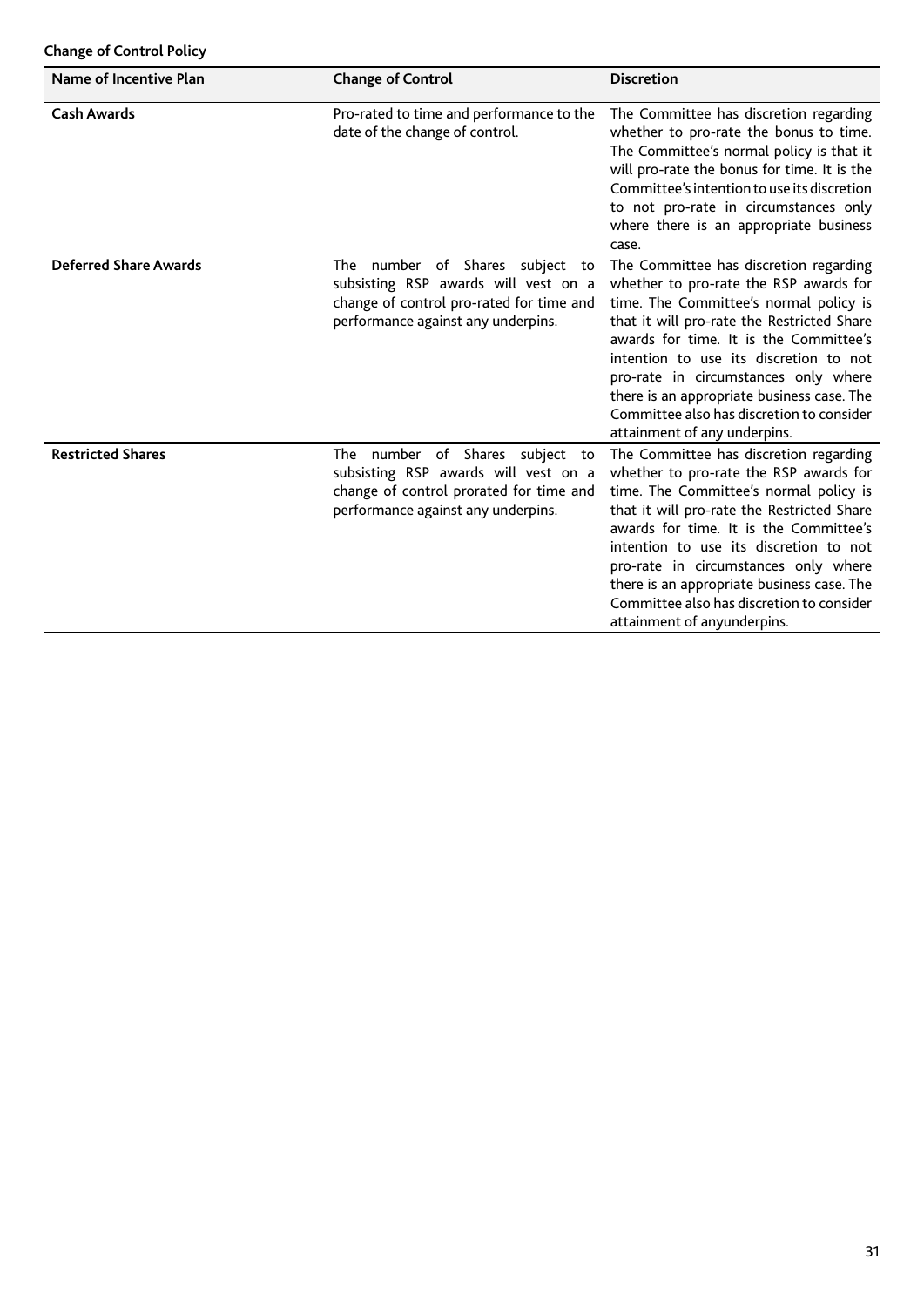**Change of Control Policy**

| Name of Incentive Plan | Change of Control | Discretion |
|---|---|---|
| **Cash Awards** | Pro-rated to time and performance to the date of the change of control. | The Committee has discretion regarding whether to pro-rate the bonus to time. The Committee's normal policy is that it will pro-rate the bonus for time. It is the Committee's intention to use its discretion to not pro-rate in circumstances only where there is an appropriate business case. |
| **Deferred Share Awards** | The number of Shares subject to subsisting RSP awards will vest on a change of control pro-rated for time and performance against any underpins. | The Committee has discretion regarding whether to pro-rate the RSP awards for time. The Committee's normal policy is that it will pro-rate the Restricted Share awards for time. It is the Committee's intention to use its discretion to not pro-rate in circumstances only where there is an appropriate business case. The Committee also has discretion to consider attainment of any underpins. |
| **Restricted Shares** | The number of Shares subject to subsisting RSP awards will vest on a change of control prorated for time and performance against any underpins. | The Committee has discretion regarding whether to pro-rate the RSP awards for time. The Committee's normal policy is that it will pro-rate the Restricted Share awards for time. It is the Committee's intention to use its discretion to not pro-rate in circumstances only where there is an appropriate business case. The Committee also has discretion to consider attainment of anyunderpins. |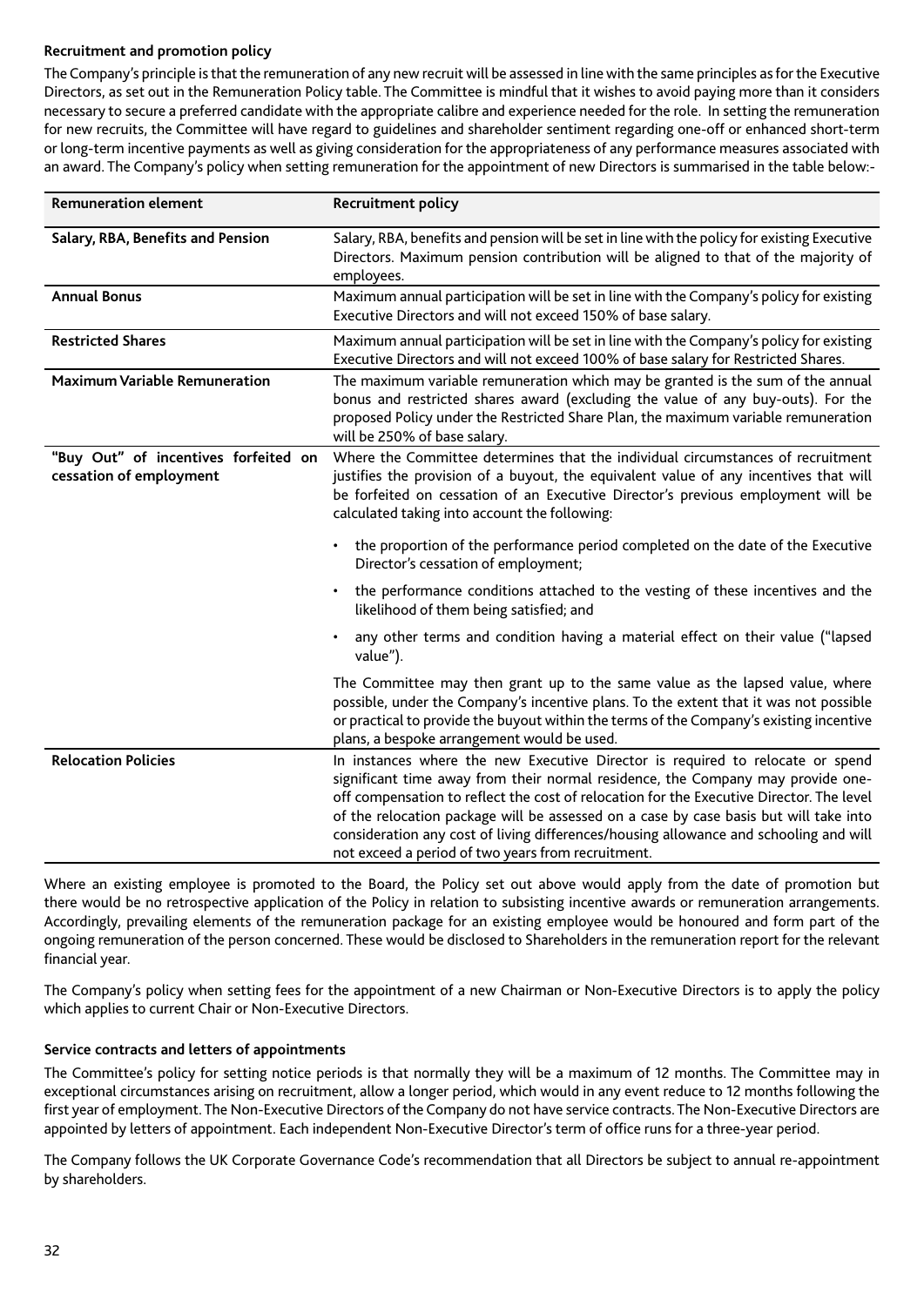### Recruitment and promotion policy

The Company's principle is that the remuneration of any new recruit will be assessed in line with the same principles as for the Executive Directors, as set out in the Remuneration Policy table. The Committee is mindful that it wishes to avoid paying more than it considers necessary to secure a preferred candidate with the appropriate calibre and experience needed for the role. In setting the remuneration for new recruits, the Committee will have regard to guidelines and shareholder sentiment regarding one-off or enhanced short-term or long-term incentive payments as well as giving consideration for the appropriateness of any performance measures associated with an award. The Company's policy when setting remuneration for the appointment of new Directors is summarised in the table below:-

| Remuneration element | Recruitment policy |
|---|---|
| **Salary, RBA, Benefits and Pension** | Salary, RBA, benefits and pension will be set in line with the policy for existing Executive Directors. Maximum pension contribution will be aligned to that of the majority of employees. |
| **Annual Bonus** | Maximum annual participation will be set in line with the Company's policy for existing Executive Directors and will not exceed 150% of base salary. |
| **Restricted Shares** | Maximum annual participation will be set in line with the Company's policy for existing Executive Directors and will not exceed 100% of base salary for Restricted Shares. |
| **Maximum Variable Remuneration** | The maximum variable remuneration which may be granted is the sum of the annual bonus and restricted shares award (excluding the value of any buy-outs). For the proposed Policy under the Restricted Share Plan, the maximum variable remuneration will be 250% of base salary. |
| **"Buy Out" of incentives forfeited on cessation of employment** | Where the Committee determines that the individual circumstances of recruitment justifies the provision of a buyout, the equivalent value of any incentives that will be forfeited on cessation of an Executive Director's previous employment will be calculated taking into account the following:<br>• the proportion of the performance period completed on the date of the Executive Director's cessation of employment;<br>• the performance conditions attached to the vesting of these incentives and the likelihood of them being satisfied; and<br>• any other terms and condition having a material effect on their value ("lapsed value").<br>The Committee may then grant up to the same value as the lapsed value, where possible, under the Company's incentive plans. To the extent that it was not possible or practical to provide the buyout within the terms of the Company's existing incentive plans, a bespoke arrangement would be used. |
| **Relocation Policies** | In instances where the new Executive Director is required to relocate or spend significant time away from their normal residence, the Company may provide one-off compensation to reflect the cost of relocation for the Executive Director. The level of the relocation package will be assessed on a case by case basis but will take into consideration any cost of living differences/housing allowance and schooling and will not exceed a period of two years from recruitment. |

Where an existing employee is promoted to the Board, the Policy set out above would apply from the date of promotion but there would be no retrospective application of the Policy in relation to subsisting incentive awards or remuneration arrangements. Accordingly, prevailing elements of the remuneration package for an existing employee would be honoured and form part of the ongoing remuneration of the person concerned. These would be disclosed to Shareholders in the remuneration report for the relevant financial year.

The Company's policy when setting fees for the appointment of a new Chairman or Non-Executive Directors is to apply the policy which applies to current Chair or Non-Executive Directors.

### Service contracts and letters of appointments

The Committee's policy for setting notice periods is that normally they will be a maximum of 12 months. The Committee may in exceptional circumstances arising on recruitment, allow a longer period, which would in any event reduce to 12 months following the first year of employment. The Non-Executive Directors of the Company do not have service contracts. The Non-Executive Directors are appointed by letters of appointment. Each independent Non-Executive Director's term of office runs for a three-year period.

The Company follows the UK Corporate Governance Code's recommendation that all Directors be subject to annual re-appointment by shareholders.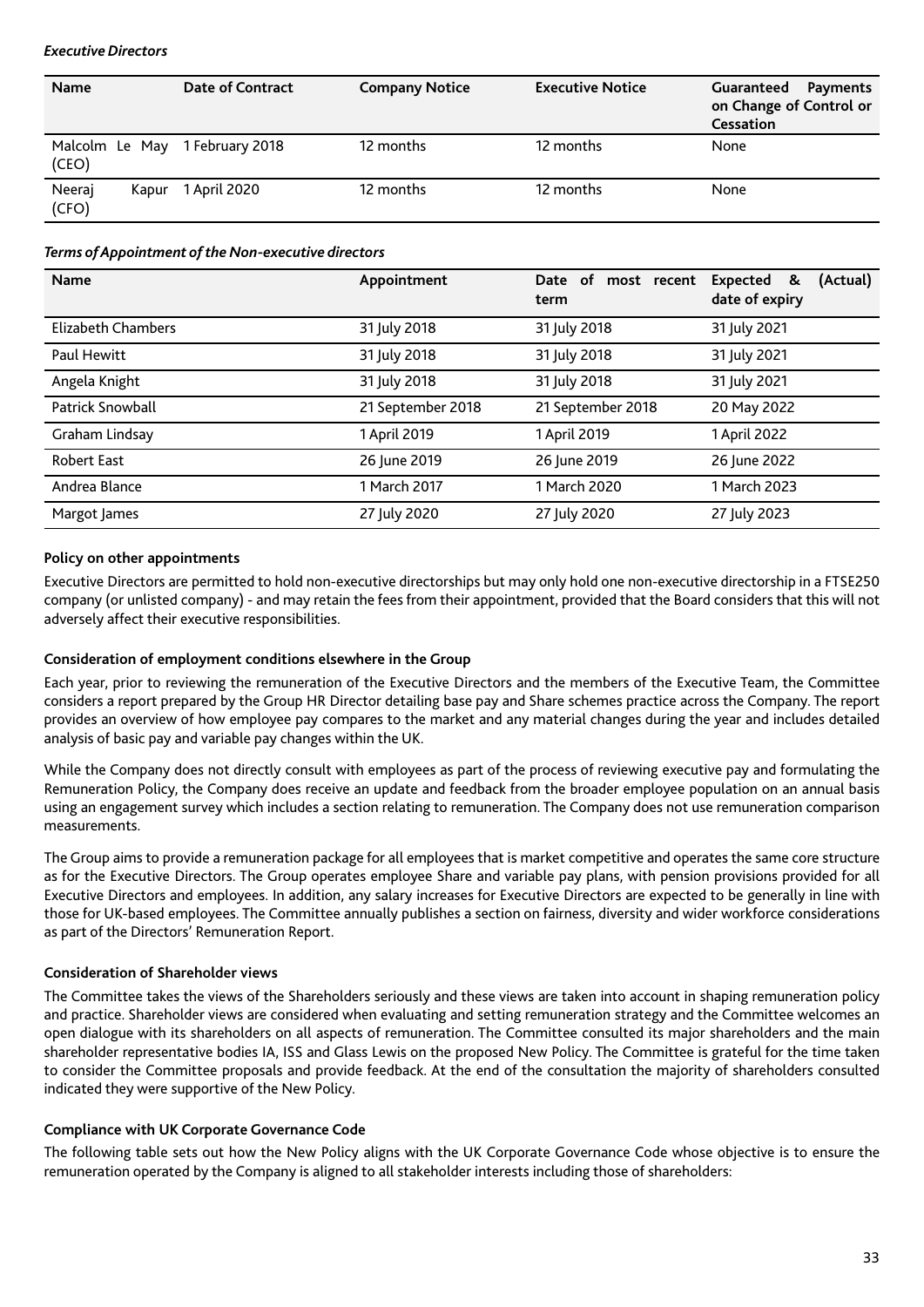*Executive Directors*

| Name | Date of Contract | Company Notice | Executive Notice | Guaranteed Payments on Change of Control or Cessation |
|---|---|---|---|---|
| Malcolm Le May (CEO) | 1 February 2018 | 12 months | 12 months | None |
| Neeraj Kapur (CFO) | 1 April 2020 | 12 months | 12 months | None |

*Terms of Appointment of the Non-executive directors*

| Name | Appointment | Date of most recent term | Expected & (Actual) date of expiry |
|---|---|---|---|
| Elizabeth Chambers | 31 July 2018 | 31 July 2018 | 31 July 2021 |
| Paul Hewitt | 31 July 2018 | 31 July 2018 | 31 July 2021 |
| Angela Knight | 31 July 2018 | 31 July 2018 | 31 July 2021 |
| Patrick Snowball | 21 September 2018 | 21 September 2018 | 20 May 2022 |
| Graham Lindsay | 1 April 2019 | 1 April 2019 | 1 April 2022 |
| Robert East | 26 June 2019 | 26 June 2019 | 26 June 2022 |
| Andrea Blance | 1 March 2017 | 1 March 2020 | 1 March 2023 |
| Margot James | 27 July 2020 | 27 July 2020 | 27 July 2023 |

**Policy on other appointments**

Executive Directors are permitted to hold non-executive directorships but may only hold one non-executive directorship in a FTSE250 company (or unlisted company) - and may retain the fees from their appointment, provided that the Board considers that this will not adversely affect their executive responsibilities.

**Consideration of employment conditions elsewhere in the Group**

Each year, prior to reviewing the remuneration of the Executive Directors and the members of the Executive Team, the Committee considers a report prepared by the Group HR Director detailing base pay and Share schemes practice across the Company. The report provides an overview of how employee pay compares to the market and any material changes during the year and includes detailed analysis of basic pay and variable pay changes within the UK.

While the Company does not directly consult with employees as part of the process of reviewing executive pay and formulating the Remuneration Policy, the Company does receive an update and feedback from the broader employee population on an annual basis using an engagement survey which includes a section relating to remuneration. The Company does not use remuneration comparison measurements.

The Group aims to provide a remuneration package for all employees that is market competitive and operates the same core structure as for the Executive Directors. The Group operates employee Share and variable pay plans, with pension provisions provided for all Executive Directors and employees. In addition, any salary increases for Executive Directors are expected to be generally in line with those for UK-based employees. The Committee annually publishes a section on fairness, diversity and wider workforce considerations as part of the Directors' Remuneration Report.

**Consideration of Shareholder views**

The Committee takes the views of the Shareholders seriously and these views are taken into account in shaping remuneration policy and practice. Shareholder views are considered when evaluating and setting remuneration strategy and the Committee welcomes an open dialogue with its shareholders on all aspects of remuneration. The Committee consulted its major shareholders and the main shareholder representative bodies IA, ISS and Glass Lewis on the proposed New Policy. The Committee is grateful for the time taken to consider the Committee proposals and provide feedback. At the end of the consultation the majority of shareholders consulted indicated they were supportive of the New Policy.

**Compliance with UK Corporate Governance Code**

The following table sets out how the New Policy aligns with the UK Corporate Governance Code whose objective is to ensure the remuneration operated by the Company is aligned to all stakeholder interests including those of shareholders: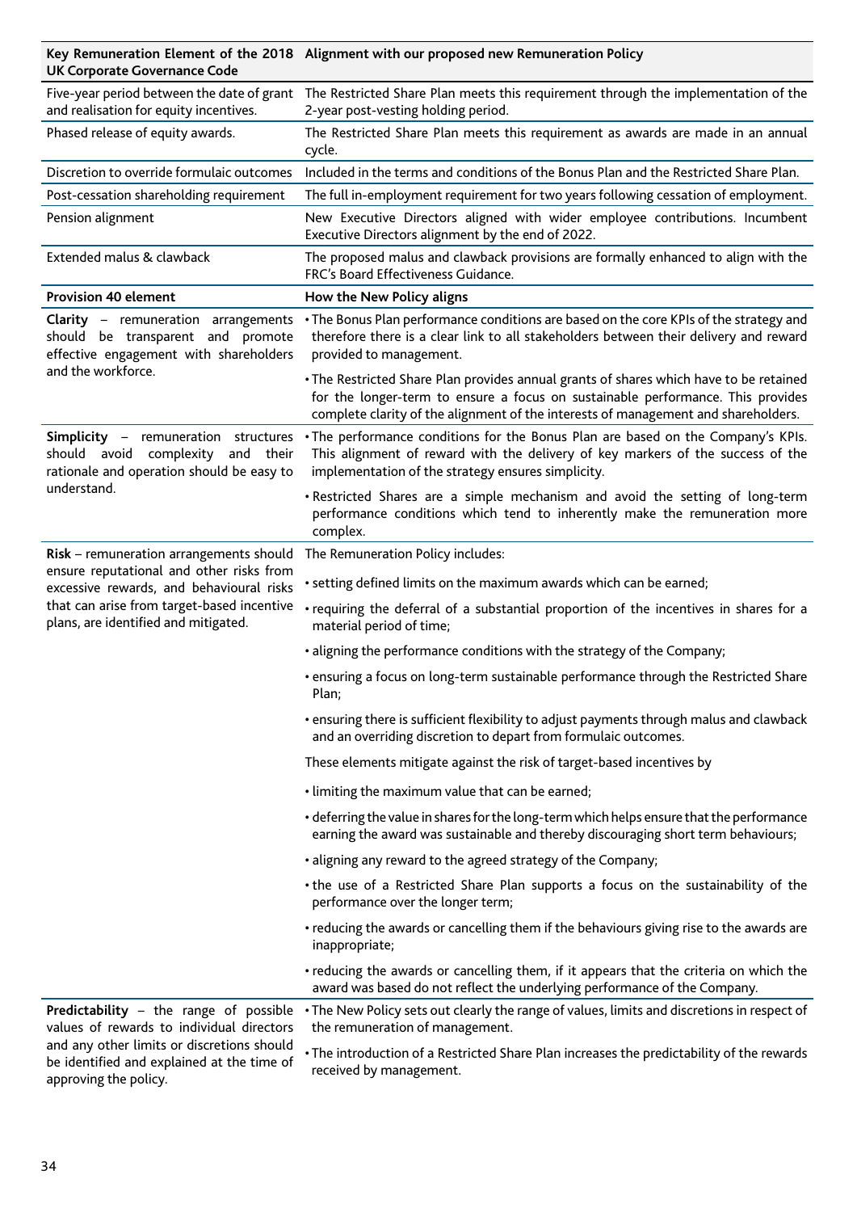| Key Remuneration Element of the 2018 UK Corporate Governance Code | Alignment with our proposed new Remuneration Policy |
|---|---|
| Five-year period between the date of grant and realisation for equity incentives. | The Restricted Share Plan meets this requirement through the implementation of the 2-year post-vesting holding period. |
| Phased release of equity awards. | The Restricted Share Plan meets this requirement as awards are made in an annual cycle. |
| Discretion to override formulaic outcomes | Included in the terms and conditions of the Bonus Plan and the Restricted Share Plan. |
| Post-cessation shareholding requirement | The full in-employment requirement for two years following cessation of employment. |
| Pension alignment | New Executive Directors aligned with wider employee contributions. Incumbent Executive Directors alignment by the end of 2022. |
| Extended malus & clawback | The proposed malus and clawback provisions are formally enhanced to align with the FRC's Board Effectiveness Guidance. |

| Provision 40 element | How the New Policy aligns |
|---|---|
| **Clarity** – remuneration arrangements should be transparent and promote effective engagement with shareholders and the workforce. | • The Bonus Plan performance conditions are based on the core KPIs of the strategy and therefore there is a clear link to all stakeholders between their delivery and reward provided to management.<br>• The Restricted Share Plan provides annual grants of shares which have to be retained for the longer-term to ensure a focus on sustainable performance. This provides complete clarity of the alignment of the interests of management and shareholders. |
| **Simplicity** – remuneration structures should avoid complexity and their rationale and operation should be easy to understand. | • The performance conditions for the Bonus Plan are based on the Company's KPIs. This alignment of reward with the delivery of key markers of the success of the implementation of the strategy ensures simplicity.<br>• Restricted Shares are a simple mechanism and avoid the setting of long-term performance conditions which tend to inherently make the remuneration more complex. |
| **Risk** – remuneration arrangements should ensure reputational and other risks from excessive rewards, and behavioural risks that can arise from target-based incentive plans, are identified and mitigated. | The Remuneration Policy includes:<br>• setting defined limits on the maximum awards which can be earned;<br>• requiring the deferral of a substantial proportion of the incentives in shares for a material period of time;<br>• aligning the performance conditions with the strategy of the Company;<br>• ensuring a focus on long-term sustainable performance through the Restricted Share Plan;<br>• ensuring there is sufficient flexibility to adjust payments through malus and clawback and an overriding discretion to depart from formulaic outcomes.<br>These elements mitigate against the risk of target-based incentives by<br>• limiting the maximum value that can be earned;<br>• deferring the value in shares for the long-term which helps ensure that the performance earning the award was sustainable and thereby discouraging short term behaviours;<br>• aligning any reward to the agreed strategy of the Company;<br>• the use of a Restricted Share Plan supports a focus on the sustainability of the performance over the longer term;<br>• reducing the awards or cancelling them if the behaviours giving rise to the awards are inappropriate;<br>• reducing the awards or cancelling them, if it appears that the criteria on which the award was based do not reflect the underlying performance of the Company. |
| **Predictability** – the range of possible values of rewards to individual directors and any other limits or discretions should be identified and explained at the time of approving the policy. | • The New Policy sets out clearly the range of values, limits and discretions in respect of the remuneration of management.<br>• The introduction of a Restricted Share Plan increases the predictability of the rewards received by management. |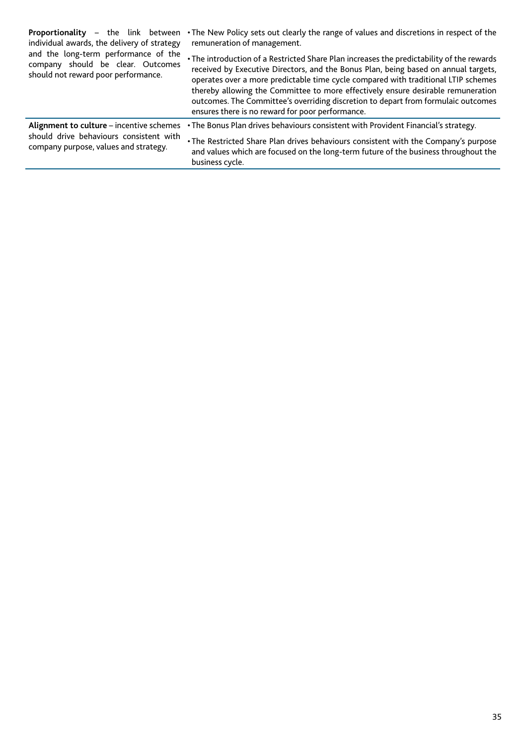| | |
|---|---|
| **Proportionality** – the link between individual awards, the delivery of strategy and the long-term performance of the company should be clear. Outcomes should not reward poor performance. | • The New Policy sets out clearly the range of values and discretions in respect of the remuneration of management.<br>• The introduction of a Restricted Share Plan increases the predictability of the rewards received by Executive Directors, and the Bonus Plan, being based on annual targets, operates over a more predictable time cycle compared with traditional LTIP schemes thereby allowing the Committee to more effectively ensure desirable remuneration outcomes. The Committee's overriding discretion to depart from formulaic outcomes ensures there is no reward for poor performance. |
| **Alignment to culture** – incentive schemes should drive behaviours consistent with company purpose, values and strategy. | • The Bonus Plan drives behaviours consistent with Provident Financial's strategy.<br>• The Restricted Share Plan drives behaviours consistent with the Company's purpose and values which are focused on the long-term future of the business throughout the business cycle. |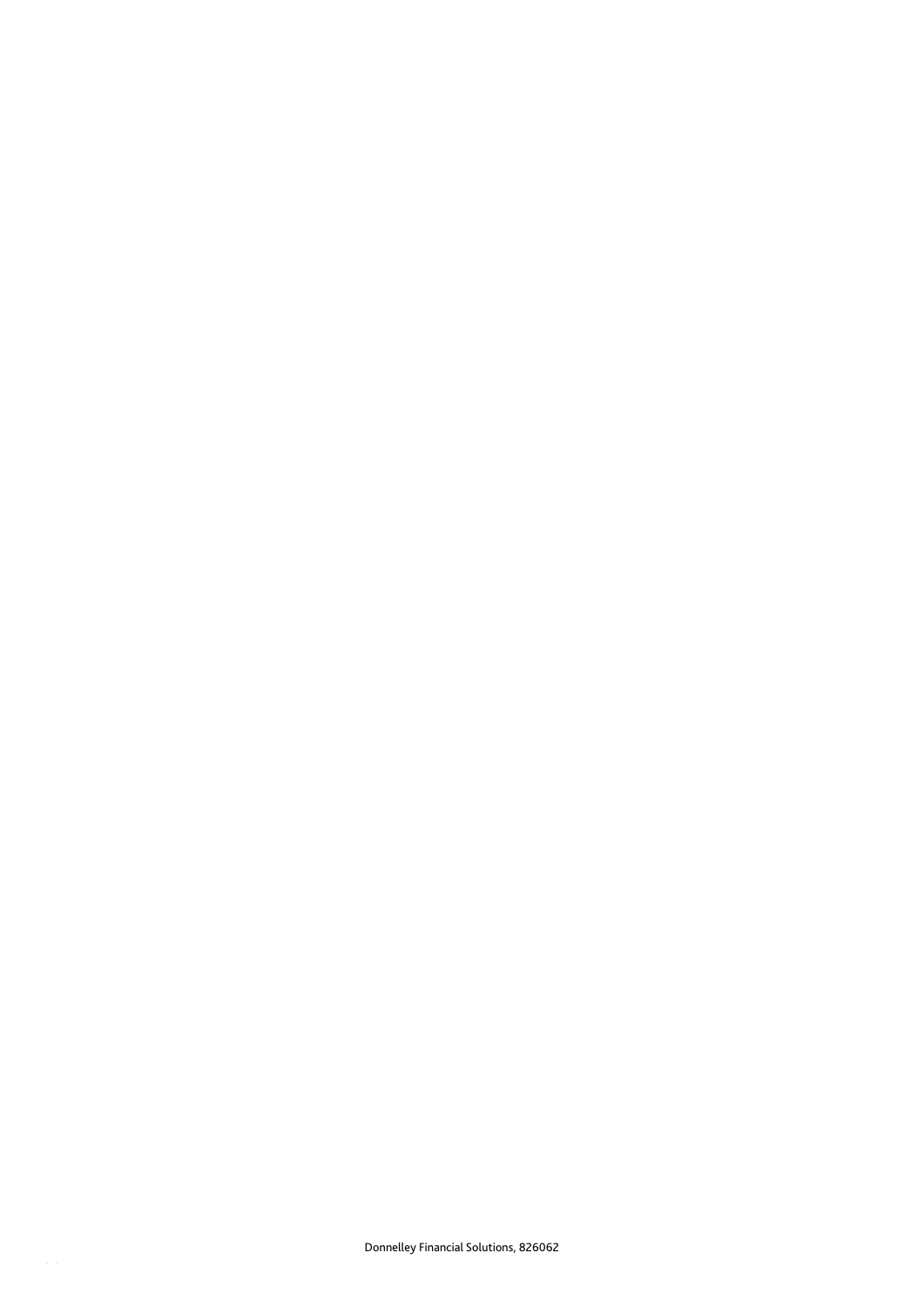Donnelley Financial Solutions, 826062